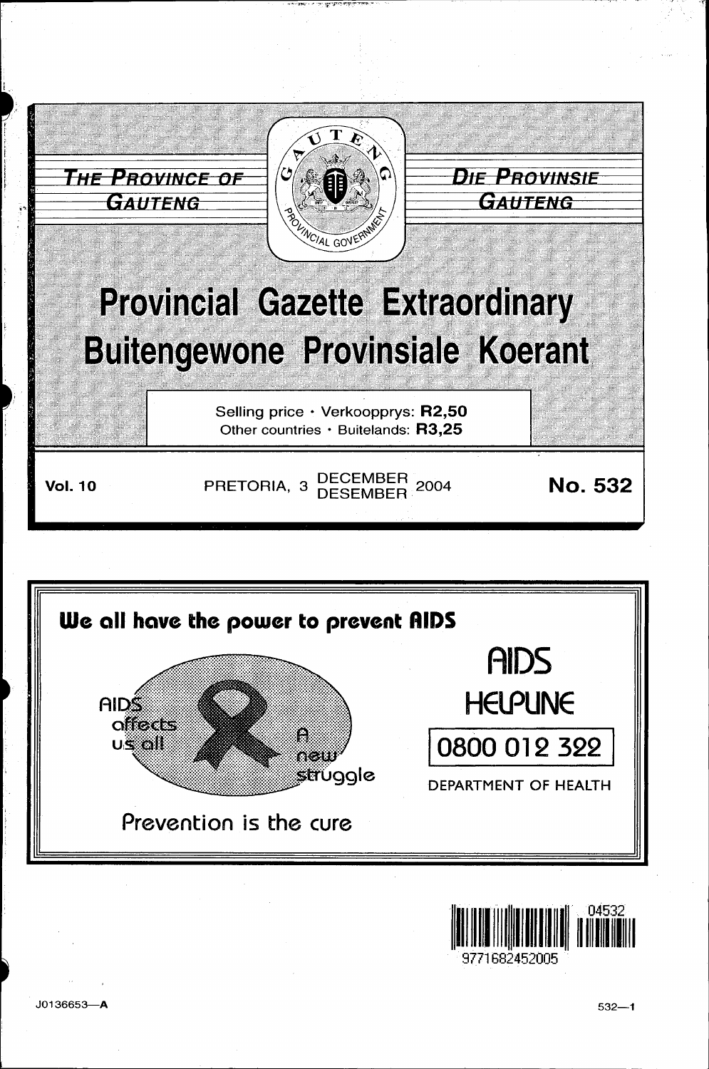THE PROVINCE OF GAUTENG

DIE PROVINSIE GAUTENG

# Provincial Gazette Extraordinary
# Buitengewone Provinsiale Koerant

Selling price • Verkoopprys: **R2,50**
Other countries • Buitelands: **R3,25**

**Vol. 10** PRETORIA, 3 DECEMBER DESEMBER 2004 **No. 532**

**We all have the power to prevent AIDS**

AIDS affects us all

A new struggle

Prevention is the cure

AIDS HELPLINE

0800 012 322

DEPARTMENT OF HEALTH

04532

9771682452005

J0136653—A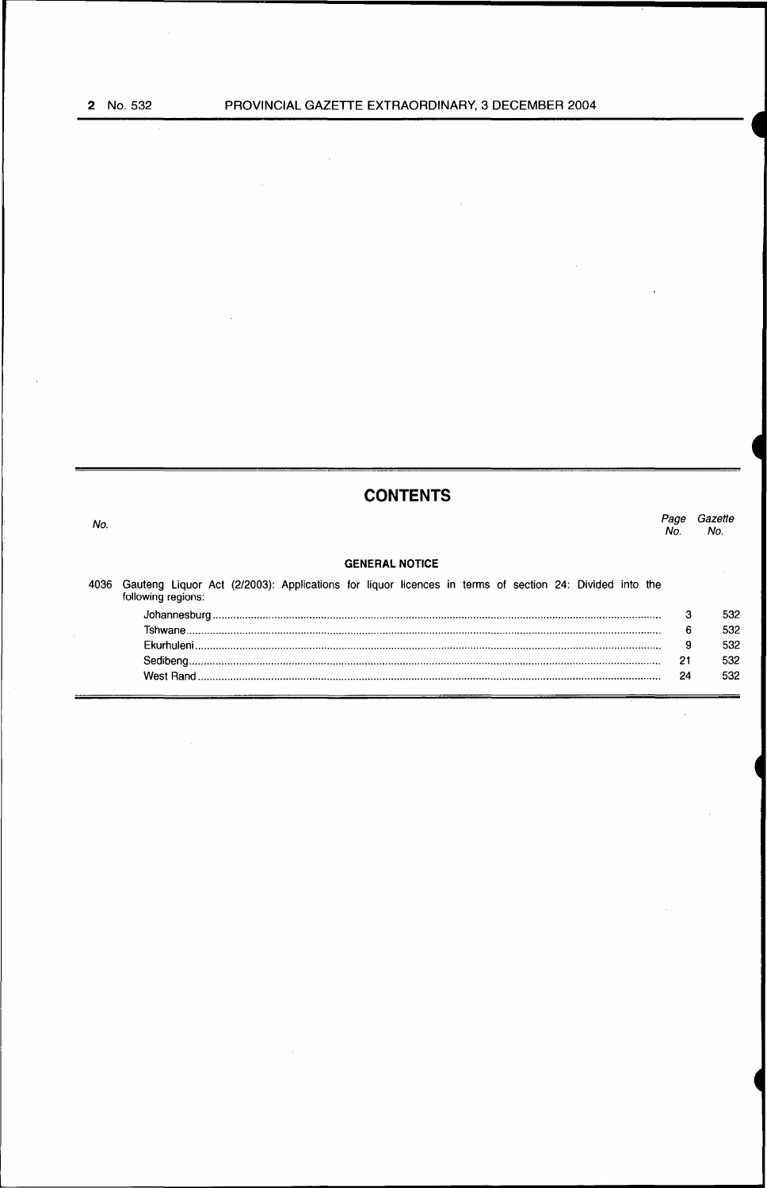## CONTENTS

| No. | | Page No. | Gazette No. |
|---|---|---|---|
| | **GENERAL NOTICE** | | |
| 4036 | Gauteng Liquor Act (2/2003): Applications for liquor licences in terms of section 24: Divided into the following regions: | | |
| | Johannesburg | 3 | 532 |
| | Tshwane | 6 | 532 |
| | Ekurhuleni | 9 | 532 |
| | Sedibeng | 21 | 532 |
| | West Rand | 24 | 532 |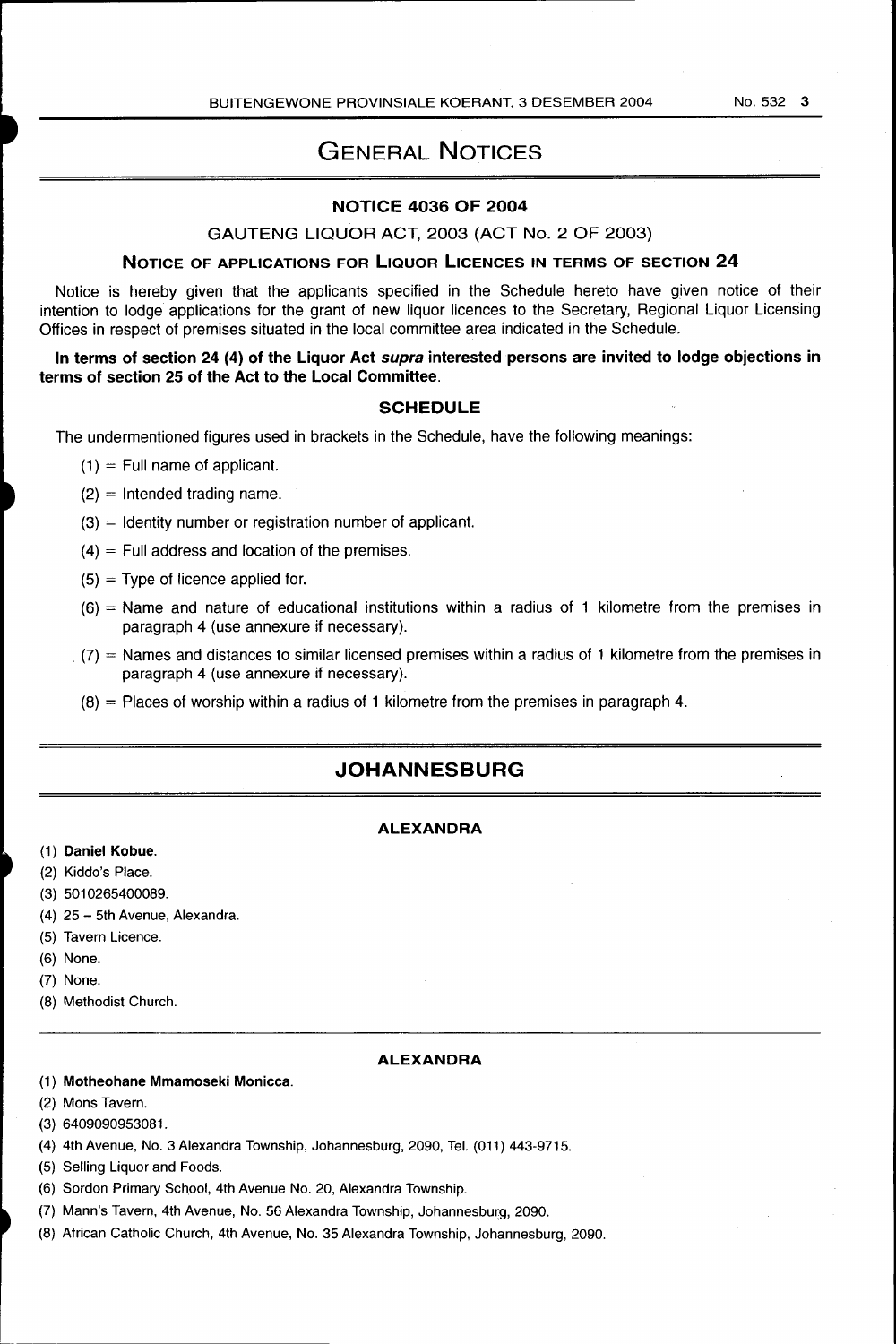# General Notices

## NOTICE 4036 OF 2004

GAUTENG LIQUOR ACT, 2003 (ACT No. 2 OF 2003)

### Notice of applications for Liquor Licences in terms of section 24

Notice is hereby given that the applicants specified in the Schedule hereto have given notice of their intention to lodge applications for the grant of new liquor licences to the Secretary, Regional Liquor Licensing Offices in respect of premises situated in the local committee area indicated in the Schedule.

**In terms of section 24 (4) of the Liquor Act *supra* interested persons are invited to lodge objections in terms of section 25 of the Act to the Local Committee.**

### SCHEDULE

The undermentioned figures used in brackets in the Schedule, have the following meanings:

(1) = Full name of applicant.

(2) = Intended trading name.

(3) = Identity number or registration number of applicant.

(4) = Full address and location of the premises.

(5) = Type of licence applied for.

(6) = Name and nature of educational institutions within a radius of 1 kilometre from the premises in paragraph 4 (use annexure if necessary).

(7) = Names and distances to similar licensed premises within a radius of 1 kilometre from the premises in paragraph 4 (use annexure if necessary).

(8) = Places of worship within a radius of 1 kilometre from the premises in paragraph 4.

## JOHANNESBURG

### ALEXANDRA

(1) **Daniel Kobue**.
(2) Kiddo's Place.
(3) 5010265400089.
(4) 25 – 5th Avenue, Alexandra.
(5) Tavern Licence.
(6) None.
(7) None.
(8) Methodist Church.

### ALEXANDRA

(1) **Motheohane Mmamoseki Monicca**.
(2) Mons Tavern.
(3) 6409090953081.
(4) 4th Avenue, No. 3 Alexandra Township, Johannesburg, 2090, Tel. (011) 443-9715.
(5) Selling Liquor and Foods.
(6) Sordon Primary School, 4th Avenue No. 20, Alexandra Township.
(7) Mann's Tavern, 4th Avenue, No. 56 Alexandra Township, Johannesburg, 2090.
(8) African Catholic Church, 4th Avenue, No. 35 Alexandra Township, Johannesburg, 2090.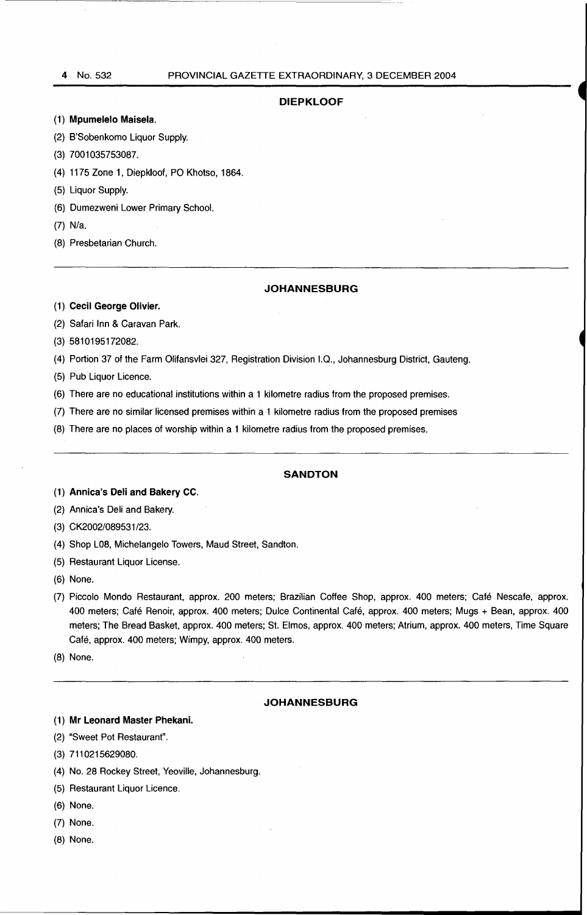## DIEPKLOOF

(1) **Mpumelelo Maisela.**

(2) B'Sobenkomo Liquor Supply.

(3) 7001035753087.

(4) 1175 Zone 1, Diepkloof, PO Khotso, 1864.

(5) Liquor Supply.

(6) Dumezweni Lower Primary School.

(7) N/a.

(8) Presbetarian Church.

---

## JOHANNESBURG

(1) **Cecil George Olivier.**

(2) Safari Inn & Caravan Park.

(3) 5810195172082.

(4) Portion 37 of the Farm Olifansvlei 327, Registration Division I.Q., Johannesburg District, Gauteng.

(5) Pub Liquor Licence.

(6) There are no educational institutions within a 1 kilometre radius from the proposed premises.

(7) There are no similar licensed premises within a 1 kilometre radius from the proposed premises

(8) There are no places of worship within a 1 kilometre radius from the proposed premises.

---

## SANDTON

(1) **Annica's Deli and Bakery CC.**

(2) Annica's Deli and Bakery.

(3) CK2002/089531/23.

(4) Shop L08, Michelangelo Towers, Maud Street, Sandton.

(5) Restaurant Liquor License.

(6) None.

(7) Piccolo Mondo Restaurant, approx. 200 meters; Brazilian Coffee Shop, approx. 400 meters; Café Nescafe, approx. 400 meters; Café Renoir, approx. 400 meters; Dulce Continental Café, approx. 400 meters; Mugs + Bean, approx. 400 meters; The Bread Basket, approx. 400 meters; St. Elmos, approx. 400 meters; Atrium, approx. 400 meters, Time Square Café, approx. 400 meters; Wimpy, approx. 400 meters.

(8) None.

---

## JOHANNESBURG

(1) **Mr Leonard Master Phekani.**

(2) "Sweet Pot Restaurant".

(3) 7110215629080.

(4) No. 28 Rockey Street, Yeoville, Johannesburg.

(5) Restaurant Liquor Licence.

(6) None.

(7) None.

(8) None.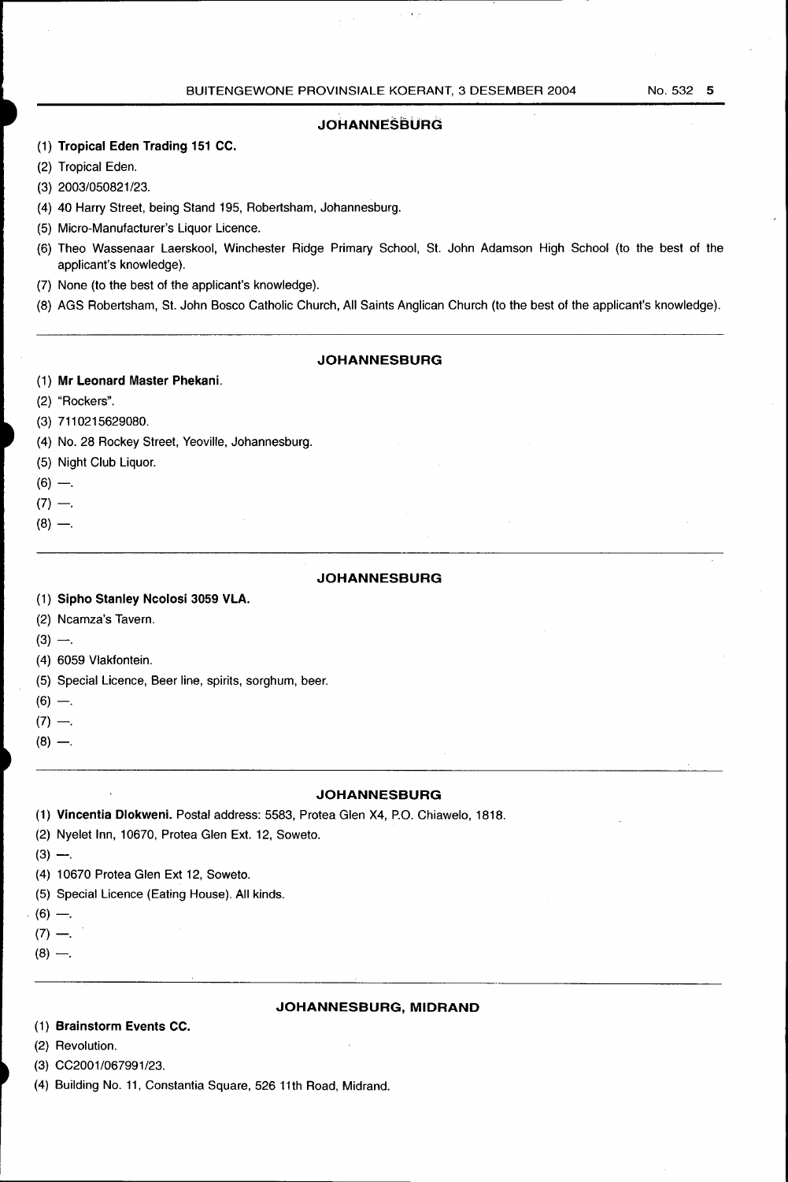### JOHANNESBURG

(1) **Tropical Eden Trading 151 CC.**

(2) Tropical Eden.

(3) 2003/050821/23.

(4) 40 Harry Street, being Stand 195, Robertsham, Johannesburg.

(5) Micro-Manufacturer's Liquor Licence.

(6) Theo Wassenaar Laerskool, Winchester Ridge Primary School, St. John Adamson High School (to the best of the applicant's knowledge).

(7) None (to the best of the applicant's knowledge).

(8) AGS Robertsham, St. John Bosco Catholic Church, All Saints Anglican Church (to the best of the applicant's knowledge).

---

### JOHANNESBURG

(1) **Mr Leonard Master Phekani.**

(2) "Rockers".

(3) 7110215629080.

(4) No. 28 Rockey Street, Yeoville, Johannesburg.

(5) Night Club Liquor.

(6) —.

(7) —.

(8) —.

---

### JOHANNESBURG

(1) **Sipho Stanley Ncolosi 3059 VLA.**

(2) Ncamza's Tavern.

(3) —.

(4) 6059 Vlakfontein.

(5) Special Licence, Beer line, spirits, sorghum, beer.

(6) —.

(7) —.

(8) —.

---

### JOHANNESBURG

(1) **Vincentia Dlokweni.** Postal address: 5583, Protea Glen X4, P.O. Chiawelo, 1818.

(2) Nyelet Inn, 10670, Protea Glen Ext. 12, Soweto.

(3) —.

(4) 10670 Protea Glen Ext 12, Soweto.

(5) Special Licence (Eating House). All kinds.

(6) —.

(7) —.

(8) —.

---

### JOHANNESBURG, MIDRAND

(1) **Brainstorm Events CC.**

(2) Revolution.

(3) CC2001/067991/23.

(4) Building No. 11, Constantia Square, 526 11th Road, Midrand.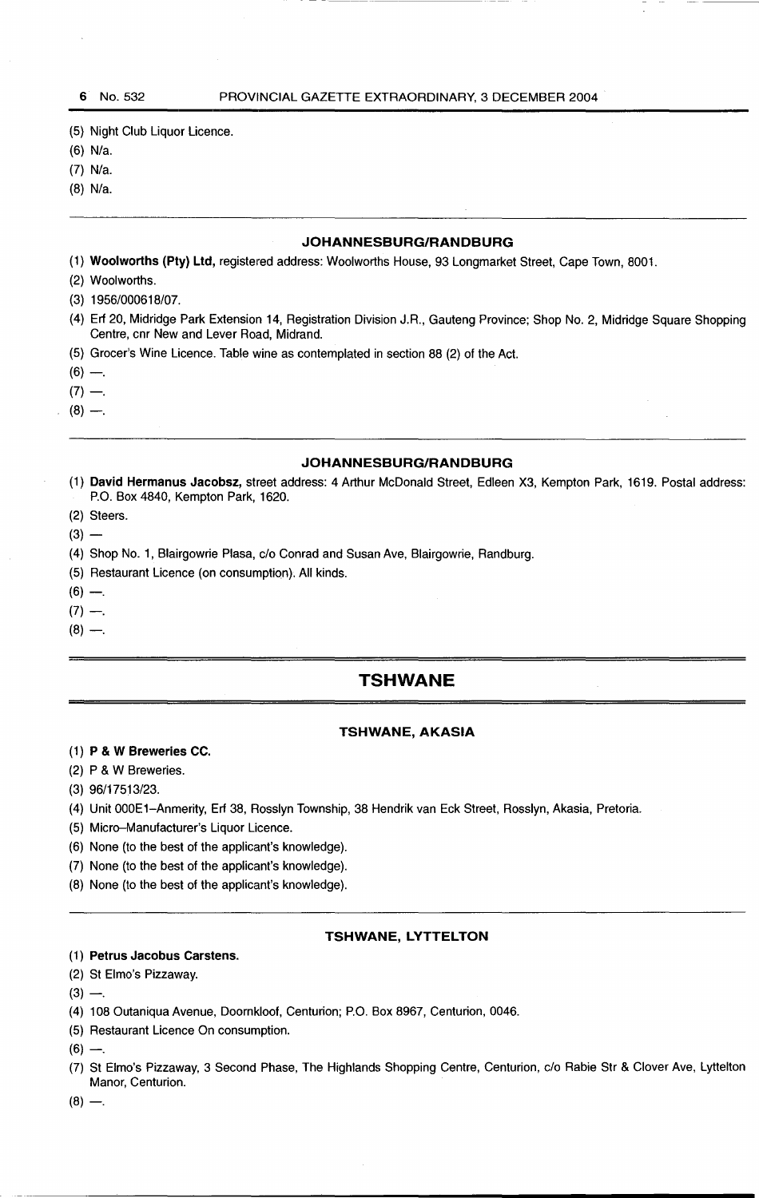(5) Night Club Liquor Licence.

(6) N/a.

(7) N/a.

(8) N/a.

---

### JOHANNESBURG/RANDBURG

(1) **Woolworths (Pty) Ltd,** registered address: Woolworths House, 93 Longmarket Street, Cape Town, 8001.

(2) Woolworths.

(3) 1956/000618/07.

(4) Erf 20, Midridge Park Extension 14, Registration Division J.R., Gauteng Province; Shop No. 2, Midridge Square Shopping Centre, cnr New and Lever Road, Midrand.

(5) Grocer's Wine Licence. Table wine as contemplated in section 88 (2) of the Act.

(6) —.

(7) —.

(8) —.

---

### JOHANNESBURG/RANDBURG

(1) **David Hermanus Jacobsz,** street address: 4 Arthur McDonald Street, Edleen X3, Kempton Park, 1619. Postal address: P.O. Box 4840, Kempton Park, 1620.

(2) Steers.

(3) —

(4) Shop No. 1, Blairgowrie Plasa, c/o Conrad and Susan Ave, Blairgowrie, Randburg.

(5) Restaurant Licence (on consumption). All kinds.

(6) —.

(7) —.

(8) —.

---

## TSHWANE

### TSHWANE, AKASIA

(1) **P & W Breweries CC.**

(2) P & W Breweries.

(3) 96/17513/23.

(4) Unit 000E1–Anmerity, Erf 38, Rosslyn Township, 38 Hendrik van Eck Street, Rosslyn, Akasia, Pretoria.

(5) Micro–Manufacturer's Liquor Licence.

(6) None (to the best of the applicant's knowledge).

(7) None (to the best of the applicant's knowledge).

(8) None (to the best of the applicant's knowledge).

---

### TSHWANE, LYTTELTON

(1) **Petrus Jacobus Carstens.**

(2) St Elmo's Pizzaway.

(3) —.

(4) 108 Outaniqua Avenue, Doornkloof, Centurion; P.O. Box 8967, Centurion, 0046.

(5) Restaurant Licence On consumption.

(6) —.

(7) St Elmo's Pizzaway, 3 Second Phase, The Highlands Shopping Centre, Centurion, c/o Rabie Str & Clover Ave, Lyttelton Manor, Centurion.

(8) —.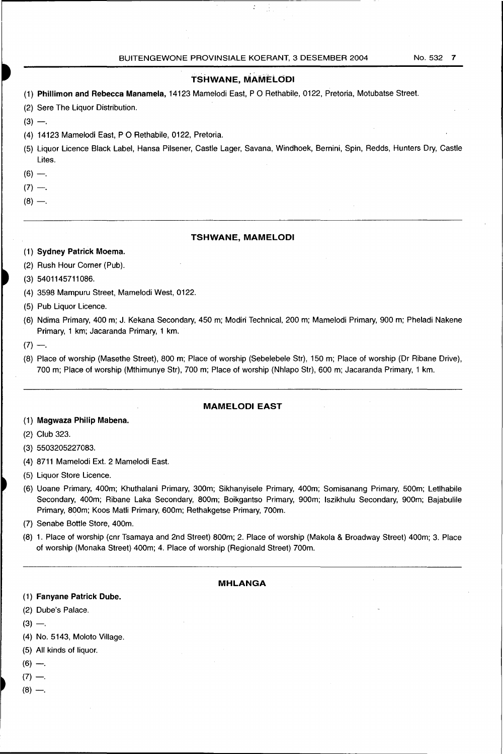### TSHWANE, MAMELODI

(1) **Phillimon and Rebecca Manamela,** 14123 Mamelodi East, P O Rethabile, 0122, Pretoria, Motubatse Street.

(2) Sere The Liquor Distribution.

(3) —.

(4) 14123 Mamelodi East, P O Rethabile, 0122, Pretoria.

(5) Liquor Licence Black Label, Hansa Pilsener, Castle Lager, Savana, Windhoek, Bernini, Spin, Redds, Hunters Dry, Castle Lites.

(6) —.

(7) —.

(8) —.

---

### TSHWANE, MAMELODI

(1) **Sydney Patrick Moema.**

(2) Rush Hour Corner (Pub).

(3) 5401145711086.

(4) 3598 Mampuru Street, Mamelodi West, 0122.

(5) Pub Liquor Licence.

(6) Ndima Primary, 400 m; J. Kekana Secondary, 450 m; Modiri Technical, 200 m; Mamelodi Primary, 900 m; Pheladi Nakene Primary, 1 km; Jacaranda Primary, 1 km.

(7) —.

(8) Place of worship (Masethe Street), 800 m; Place of worship (Sebelebele Str), 150 m; Place of worship (Dr Ribane Drive), 700 m; Place of worship (Mthimunye Str), 700 m; Place of worship (Nhlapo Str), 600 m; Jacaranda Primary, 1 km.

---

### MAMELODI EAST

(1) **Magwaza Philip Mabena.**

(2) Club 323.

(3) 5503205227083.

(4) 8711 Mamelodi Ext. 2 Mamelodi East.

(5) Liquor Store Licence.

(6) Uoane Primary, 400m; Khuthalani Primary, 300m; Sikhanyisele Primary, 400m; Somisanang Primary, 500m; Letlhabile Secondary, 400m; Ribane Laka Secondary, 800m; Boikgantso Primary, 900m; Iszikhulu Secondary, 900m; Bajabulile Primary, 800m; Koos Matli Primary, 600m; Rethakgetse Primary, 700m.

(7) Senabe Bottle Store, 400m.

(8) 1. Place of worship (cnr Tsamaya and 2nd Street) 800m; 2. Place of worship (Makola & Broadway Street) 400m; 3. Place of worship (Monaka Street) 400m; 4. Place of worship (Regionald Street) 700m.

---

### MHLANGA

(1) **Fanyane Patrick Dube.**

(2) Dube's Palace.

(3) —.

(4) No. 5143, Moloto Village.

(5) All kinds of liquor.

(6) —.

(7) —.

(8) —.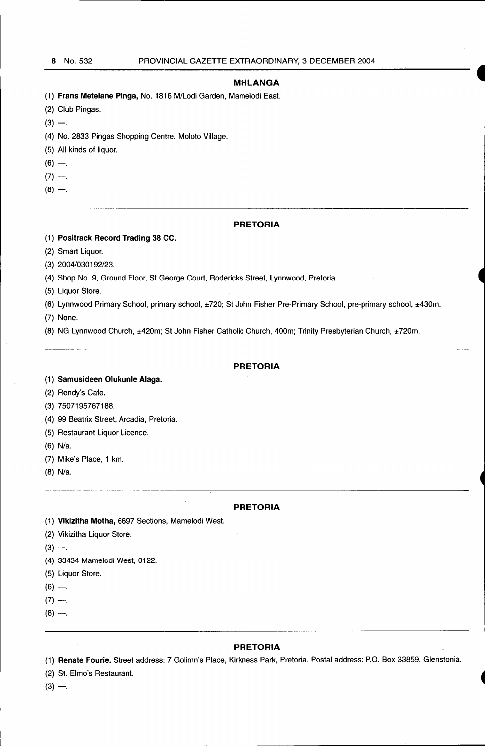### MHLANGA

(1) **Frans Metelane Pinga,** No. 1816 M/Lodi Garden, Mamelodi East.

(2) Club Pingas.

(3) —.

(4) No. 2833 Pingas Shopping Centre, Moloto Village.

(5) All kinds of liquor.

(6) —.

(7) —.

(8) —.

---

### PRETORIA

(1) **Positrack Record Trading 38 CC.**

(2) Smart Liquor.

(3) 2004/030192/23.

(4) Shop No. 9, Ground Floor, St George Court, Rodericks Street, Lynnwood, Pretoria.

(5) Liquor Store.

(6) Lynnwood Primary School, primary school, ±720; St John Fisher Pre-Primary School, pre-primary school, ±430m.

(7) None.

(8) NG Lynnwood Church, ±420m; St John Fisher Catholic Church, 400m; Trinity Presbyterian Church, ±720m.

---

### PRETORIA

(1) **Samusideen Olukunle Alaga.**

(2) Rendy's Cafe.

(3) 7507195767188.

(4) 99 Beatrix Street, Arcadia, Pretoria.

(5) Restaurant Liquor Licence.

(6) N/a.

(7) Mike's Place, 1 km.

(8) N/a.

---

### PRETORIA

(1) **Vikizitha Motha,** 6697 Sections, Mamelodi West.

(2) Vikizitha Liquor Store.

(3) —.

(4) 33434 Mamelodi West, 0122.

(5) Liquor Store.

(6) —.

(7) —.

(8) —.

---

### PRETORIA

(1) **Renate Fourie.** Street address: 7 Golimn's Place, Kirkness Park, Pretoria. Postal address: P.O. Box 33859, Glenstonia.

(2) St. Elmo's Restaurant.

(3) —.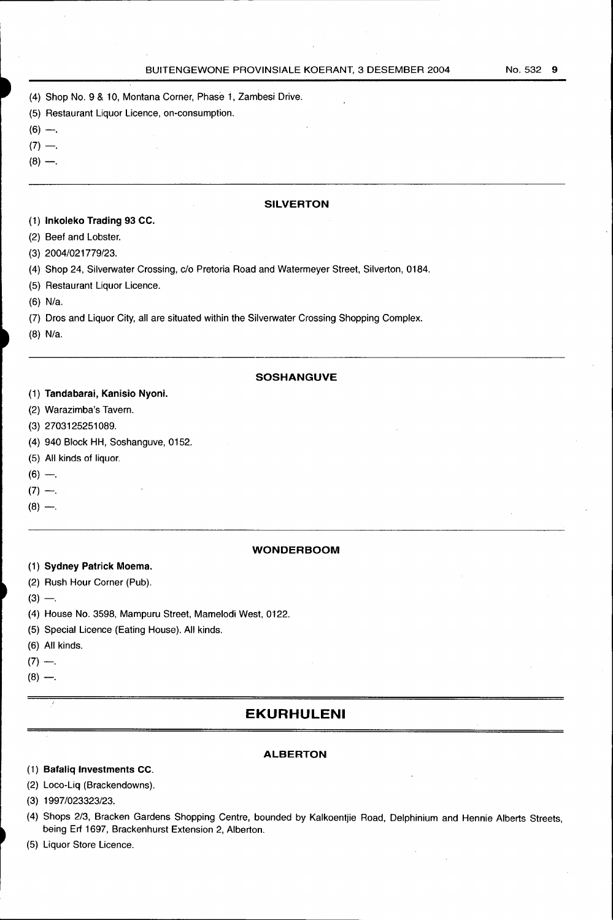(4) Shop No. 9 & 10, Montana Corner, Phase 1, Zambesi Drive.

(5) Restaurant Liquor Licence, on-consumption.

(6) —.

(7) —.

(8) —.

---

### SILVERTON

(1) **Inkoleko Trading 93 CC.**

(2) Beef and Lobster.

(3) 2004/021779/23.

(4) Shop 24, Silverwater Crossing, c/o Pretoria Road and Watermeyer Street, Silverton, 0184.

(5) Restaurant Liquor Licence.

(6) N/a.

(7) Dros and Liquor City, all are situated within the Silverwater Crossing Shopping Complex.

(8) N/a.

---

### SOSHANGUVE

(1) **Tandabarai, Kanisio Nyoni.**

(2) Warazimba's Tavern.

(3) 2703125251089.

(4) 940 Block HH, Soshanguve, 0152.

(5) All kinds of liquor.

(6) —.

(7) —.

(8) —.

---

### WONDERBOOM

(1) **Sydney Patrick Moema.**

(2) Rush Hour Corner (Pub).

(3) —.

(4) House No. 3598, Mampuru Street, Mamelodi West, 0122.

(5) Special Licence (Eating House). All kinds.

(6) All kinds.

(7) —.

(8) —.

---

## EKURHULENI

### ALBERTON

(1) **Bafaliq Investments CC.**

(2) Loco-Liq (Brackendowns).

(3) 1997/023323/23.

(4) Shops 2/3, Bracken Gardens Shopping Centre, bounded by Kalkoentjie Road, Delphinium and Hennie Alberts Streets, being Erf 1697, Brackenhurst Extension 2, Alberton.

(5) Liquor Store Licence.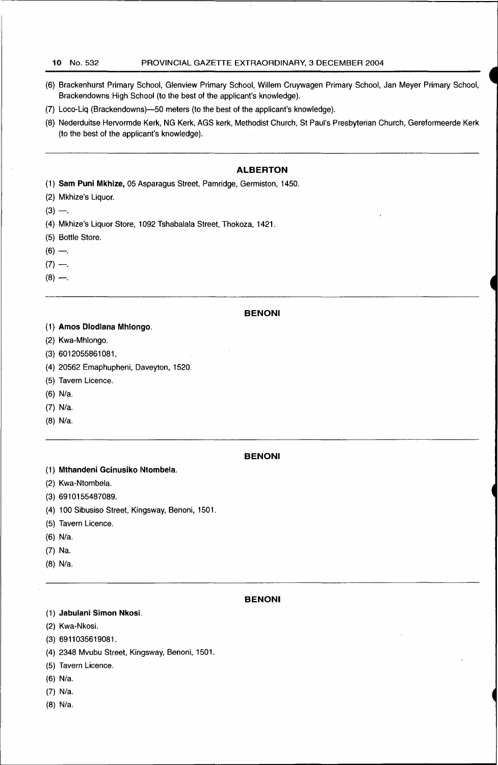(6) Brackenhurst Primary School, Glenview Primary School, Willem Cruywagen Primary School, Jan Meyer Primary School, Brackendowns High School (to the best of the applicant's knowledge).

(7) Loco-Liq (Brackendowns)—50 meters (to the best of the applicant's knowledge).

(8) Nederduitse Hervormde Kerk, NG Kerk, AGS kerk, Methodist Church, St Paul's Presbyterian Church, Gereformeerde Kerk (to the best of the applicant's knowledge).

---

## ALBERTON

(1) **Sam Puni Mkhize,** 05 Asparagus Street, Pamridge, Germiston, 1450.

(2) Mkhize's Liquor.

(3) —.

(4) Mkhize's Liquor Store, 1092 Tshabalala Street, Thokoza, 1421.

(5) Bottle Store.

(6) —.

(7) —.

(8) —.

---

## BENONI

(1) **Amos Dlodlana Mhlongo.**

(2) Kwa-Mhlongo.

(3) 6012055861081.

(4) 20562 Emaphupheni, Daveyton, 1520.

(5) Tavern Licence.

(6) N/a.

(7) N/a.

(8) N/a.

---

## BENONI

(1) **Mthandeni Gcinusiko Ntombela.**

(2) Kwa-Ntombela.

(3) 6910155487089.

(4) 100 Sibusiso Street, Kingsway, Benoni, 1501.

(5) Tavern Licence.

(6) N/a.

(7) Na.

(8) N/a.

---

## BENONI

(1) **Jabulani Simon Nkosi.**

(2) Kwa-Nkosi.

(3) 6911035619081.

(4) 2348 Mvubu Street, Kingsway, Benoni, 1501.

(5) Tavern Licence.

(6) N/a.

(7) N/a.

(8) N/a.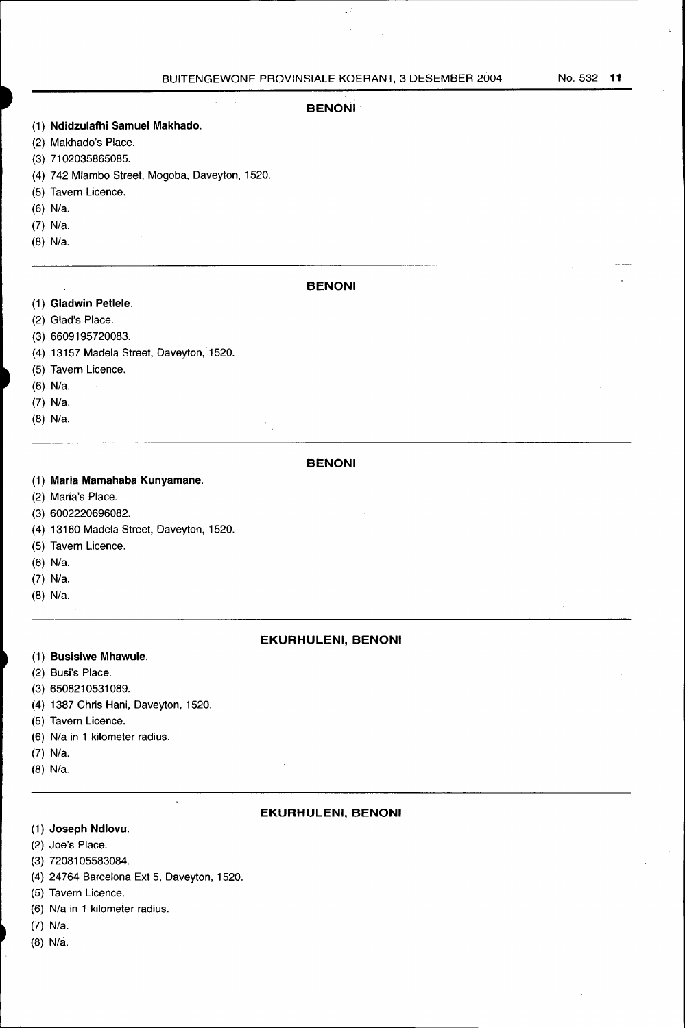## BENONI

(1) **Ndidzulafhi Samuel Makhado**.

(2) Makhado's Place.

(3) 7102035865085.

(4) 742 Mlambo Street, Mogoba, Daveyton, 1520.

(5) Tavern Licence.

(6) N/a.

(7) N/a.

(8) N/a.

---

## BENONI

(1) **Gladwin Petlele**.

(2) Glad's Place.

(3) 6609195720083.

(4) 13157 Madela Street, Daveyton, 1520.

(5) Tavern Licence.

(6) N/a.

(7) N/a.

(8) N/a.

---

## BENONI

(1) **Maria Mamahaba Kunyamane**.

(2) Maria's Place.

(3) 6002220696082.

(4) 13160 Madela Street, Daveyton, 1520.

(5) Tavern Licence.

(6) N/a.

(7) N/a.

(8) N/a.

---

## EKURHULENI, BENONI

(1) **Busisiwe Mhawule**.

(2) Busi's Place.

(3) 6508210531089.

(4) 1387 Chris Hani, Daveyton, 1520.

(5) Tavern Licence.

(6) N/a in 1 kilometer radius.

(7) N/a.

(8) N/a.

---

## EKURHULENI, BENONI

(1) **Joseph Ndlovu**.

(2) Joe's Place.

(3) 7208105583084.

(4) 24764 Barcelona Ext 5, Daveyton, 1520.

(5) Tavern Licence.

(6) N/a in 1 kilometer radius.

(7) N/a.

(8) N/a.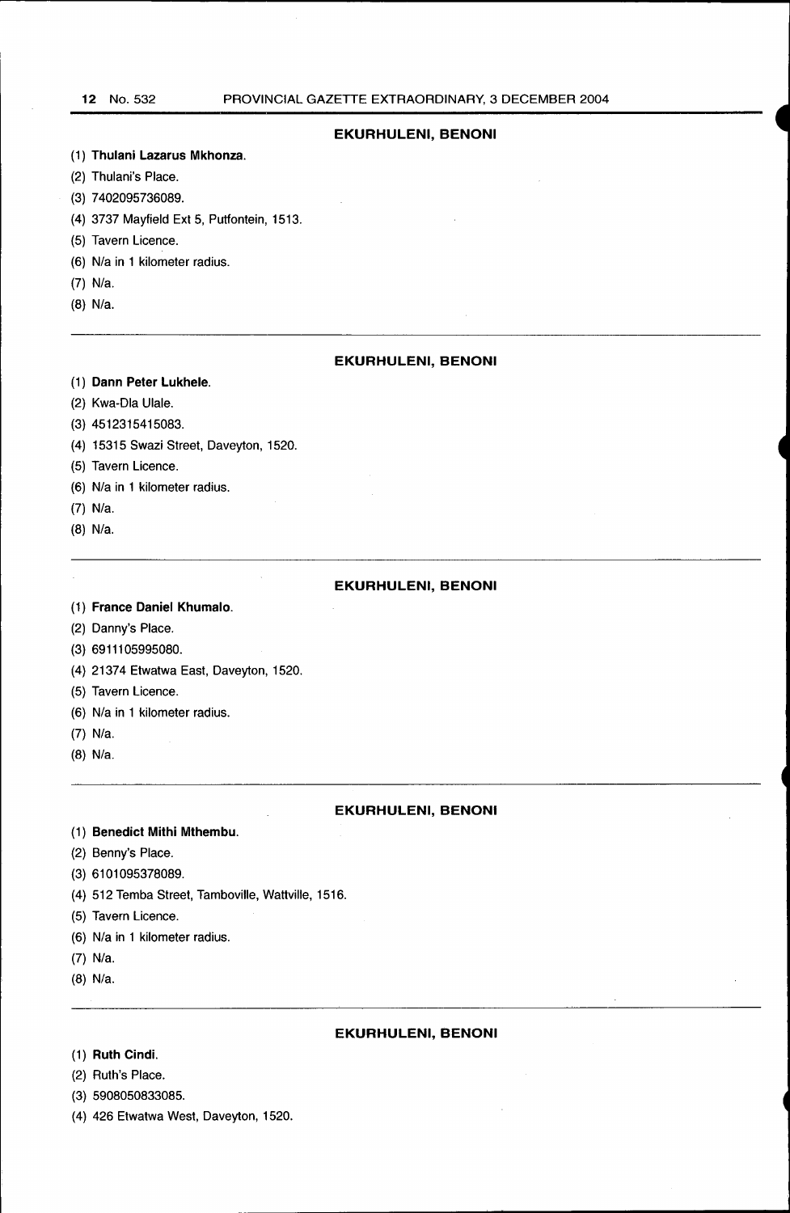### EKURHULENI, BENONI

(1) **Thulani Lazarus Mkhonza**.

(2) Thulani's Place.

(3) 7402095736089.

(4) 3737 Mayfield Ext 5, Putfontein, 1513.

(5) Tavern Licence.

(6) N/a in 1 kilometer radius.

(7) N/a.

(8) N/a.

---

### EKURHULENI, BENONI

(1) **Dann Peter Lukhele**.

(2) Kwa-Dla Ulale.

(3) 4512315415083.

(4) 15315 Swazi Street, Daveyton, 1520.

(5) Tavern Licence.

(6) N/a in 1 kilometer radius.

(7) N/a.

(8) N/a.

---

### EKURHULENI, BENONI

(1) **France Daniel Khumalo**.

(2) Danny's Place.

(3) 6911105995080.

(4) 21374 Etwatwa East, Daveyton, 1520.

(5) Tavern Licence.

(6) N/a in 1 kilometer radius.

(7) N/a.

(8) N/a.

---

### EKURHULENI, BENONI

(1) **Benedict Mithi Mthembu**.

(2) Benny's Place.

(3) 6101095378089.

(4) 512 Temba Street, Tamboville, Wattville, 1516.

(5) Tavern Licence.

(6) N/a in 1 kilometer radius.

(7) N/a.

(8) N/a.

---

### EKURHULENI, BENONI

(1) **Ruth Cindi**.

(2) Ruth's Place.

(3) 5908050833085.

(4) 426 Etwatwa West, Daveyton, 1520.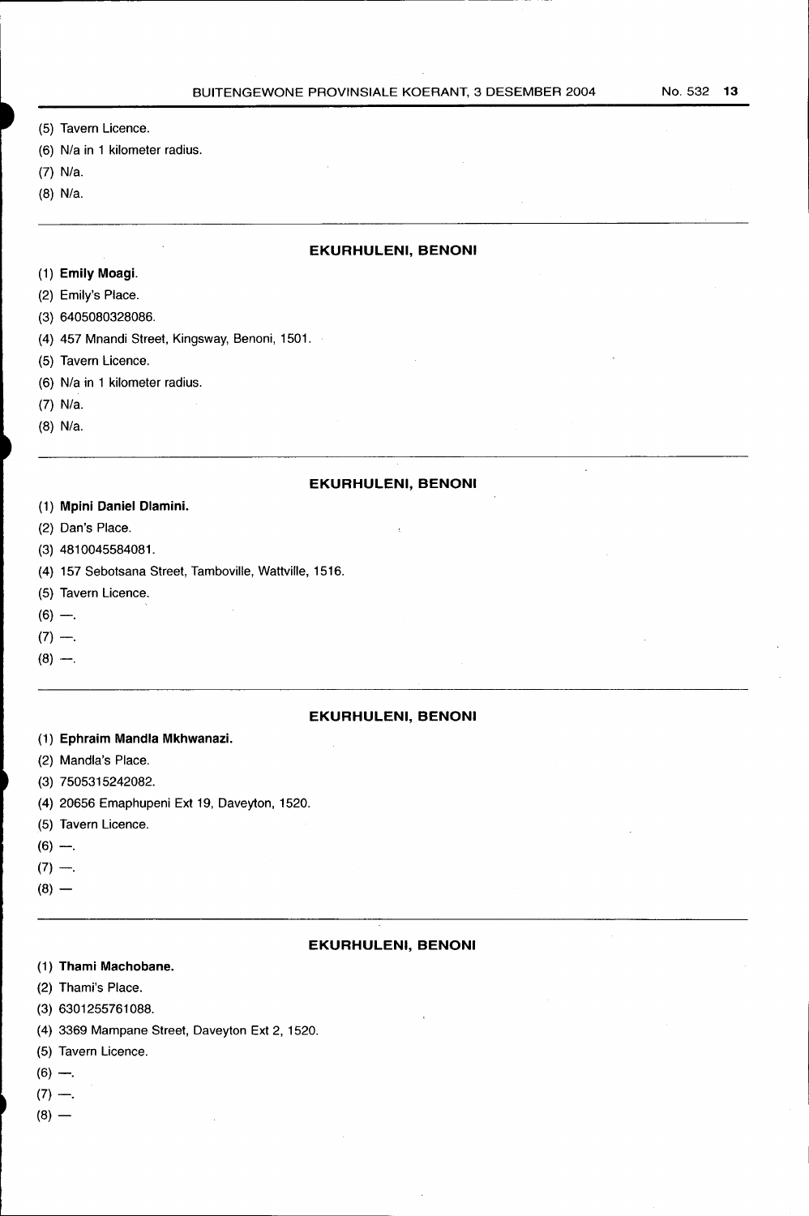(5) Tavern Licence.

(6) N/a in 1 kilometer radius.

(7) N/a.

(8) N/a.

---

### EKURHULENI, BENONI

(1) **Emily Moagi**.

(2) Emily's Place.

(3) 6405080328086.

(4) 457 Mnandi Street, Kingsway, Benoni, 1501.

(5) Tavern Licence.

(6) N/a in 1 kilometer radius.

(7) N/a.

(8) N/a.

---

### EKURHULENI, BENONI

(1) **Mpini Daniel Dlamini.**

(2) Dan's Place.

(3) 4810045584081.

(4) 157 Sebotsana Street, Tamboville, Wattville, 1516.

(5) Tavern Licence.

(6) —.

(7) —.

(8) —.

---

### EKURHULENI, BENONI

(1) **Ephraim Mandla Mkhwanazi.**

(2) Mandla's Place.

(3) 7505315242082.

(4) 20656 Emaphupeni Ext 19, Daveyton, 1520.

(5) Tavern Licence.

(6) —.

(7) —.

(8) —

---

### EKURHULENI, BENONI

(1) **Thami Machobane.**

(2) Thami's Place.

(3) 6301255761088.

(4) 3369 Mampane Street, Daveyton Ext 2, 1520.

(5) Tavern Licence.

(6) —.

(7) —.

(8) —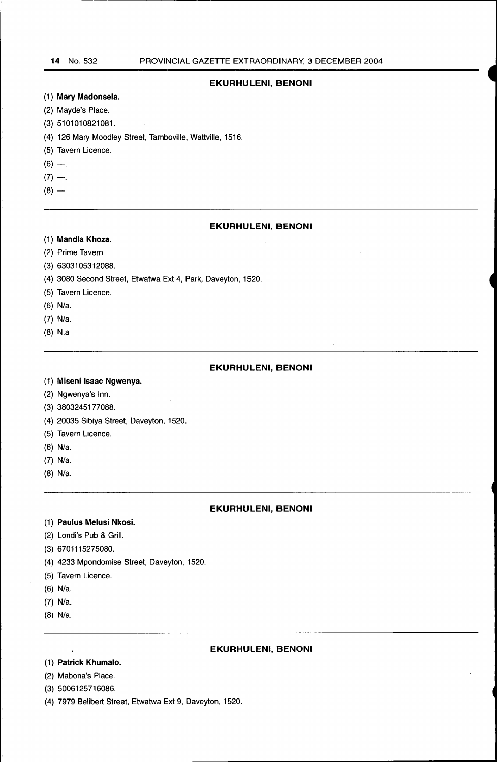## EKURHULENI, BENONI

(1) **Mary Madonsela.**

(2) Mayde's Place.

(3) 5101010821081.

(4) 126 Mary Moodley Street, Tamboville, Wattville, 1516.

(5) Tavern Licence.

(6) —.

(7) —.

(8) —

---

## EKURHULENI, BENONI

(1) **Mandla Khoza.**

(2) Prime Tavern

(3) 6303105312088.

(4) 3080 Second Street, Etwatwa Ext 4, Park, Daveyton, 1520.

(5) Tavern Licence.

(6) N/a.

(7) N/a.

(8) N.a

---

## EKURHULENI, BENONI

(1) **Miseni Isaac Ngwenya.**

(2) Ngwenya's Inn.

(3) 3803245177088.

(4) 20035 Sibiya Street, Daveyton, 1520.

(5) Tavern Licence.

(6) N/a.

(7) N/a.

(8) N/a.

---

## EKURHULENI, BENONI

(1) **Paulus Melusi Nkosi.**

(2) Londi's Pub & Grill.

(3) 6701115275080.

(4) 4233 Mpondomise Street, Daveyton, 1520.

(5) Tavern Licence.

(6) N/a.

(7) N/a.

(8) N/a.

---

## EKURHULENI, BENONI

(1) **Patrick Khumalo.**

(2) Mabona's Place.

(3) 5006125716086.

(4) 7979 Belibert Street, Etwatwa Ext 9, Daveyton, 1520.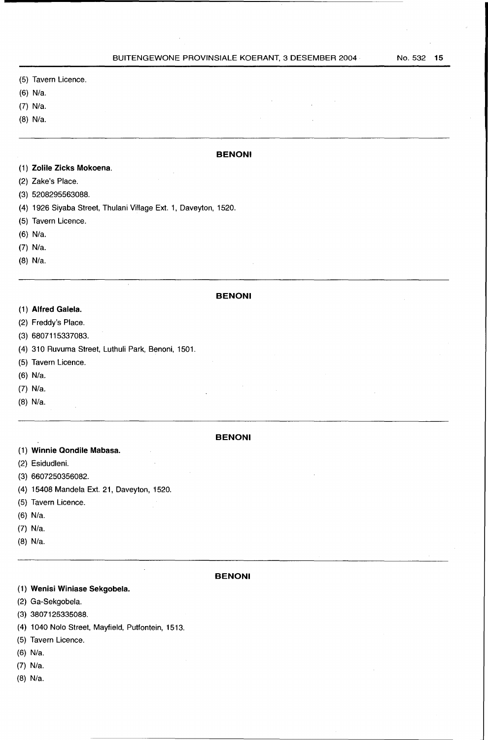(5) Tavern Licence.

(6) N/a.

(7) N/a.

(8) N/a.

---

**BENONI**

(1) **Zolile Zicks Mokoena.**

(2) Zake's Place.

(3) 5208295563088.

(4) 1926 Siyaba Street, Thulani Village Ext. 1, Daveyton, 1520.

(5) Tavern Licence.

(6) N/a.

(7) N/a.

(8) N/a.

---

**BENONI**

(1) **Alfred Galela.**

(2) Freddy's Place.

(3) 6807115337083.

(4) 310 Ruvuma Street, Luthuli Park, Benoni, 1501.

(5) Tavern Licence.

(6) N/a.

(7) N/a.

(8) N/a.

---

**BENONI**

(1) **Winnie Qondile Mabasa.**

(2) Esidudleni.

(3) 6607250356082.

(4) 15408 Mandela Ext. 21, Daveyton, 1520.

(5) Tavern Licence.

(6) N/a.

(7) N/a.

(8) N/a.

---

**BENONI**

(1) **Wenisi Winiase Sekgobela.**

(2) Ga-Sekgobela.

(3) 3807125335088.

(4) 1040 Nolo Street, Mayfield, Putfontein, 1513.

(5) Tavern Licence.

(6) N/a.

(7) N/a.

(8) N/a.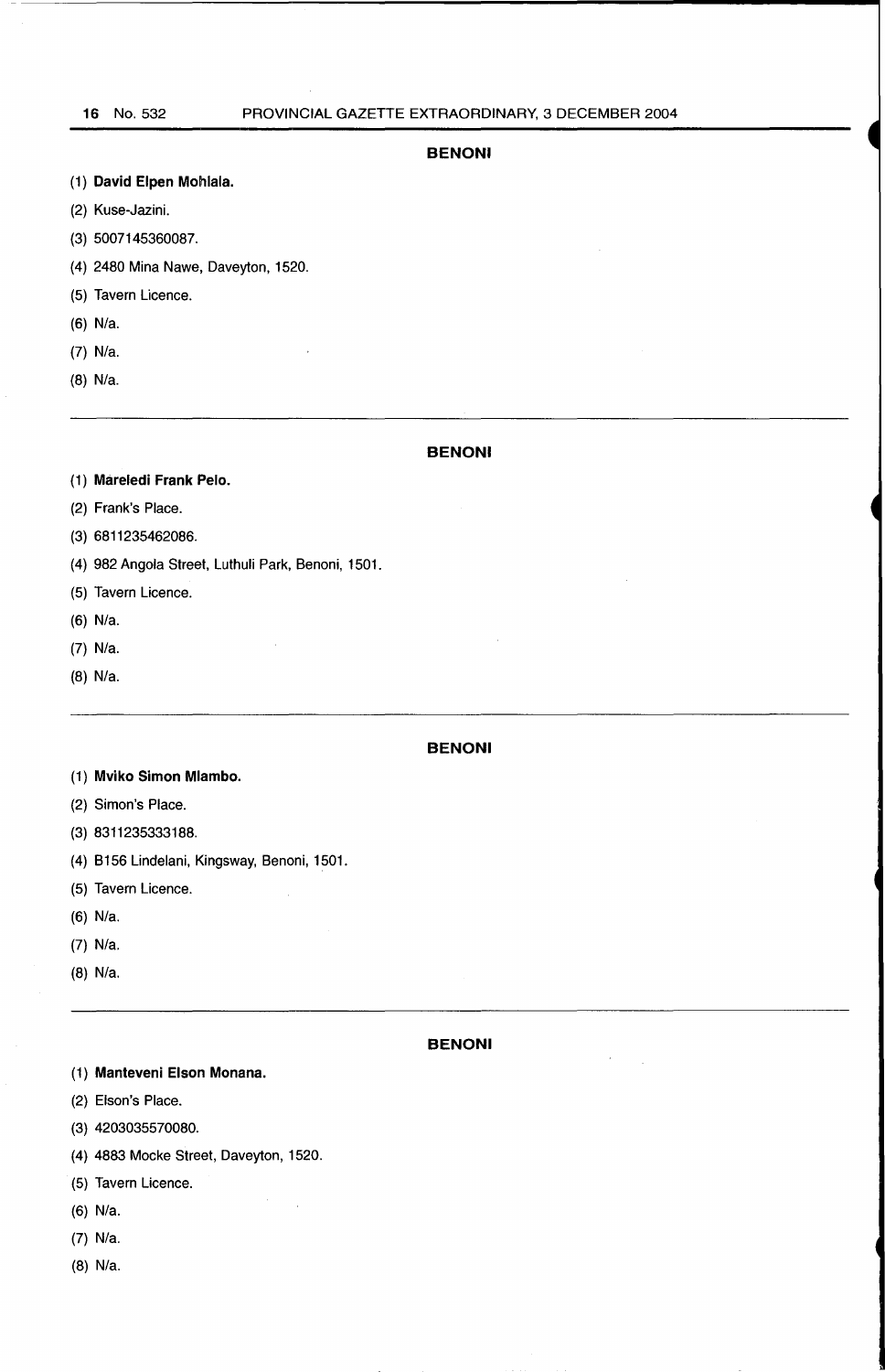## BENONI

(1) **David Elpen Mohlala.**

(2) Kuse-Jazini.

(3) 5007145360087.

(4) 2480 Mina Nawe, Daveyton, 1520.

(5) Tavern Licence.

(6) N/a.

(7) N/a.

(8) N/a.

---

## BENONI

(1) **Mareledi Frank Pelo.**

(2) Frank's Place.

(3) 6811235462086.

(4) 982 Angola Street, Luthuli Park, Benoni, 1501.

(5) Tavern Licence.

(6) N/a.

(7) N/a.

(8) N/a.

---

## BENONI

(1) **Mviko Simon Mlambo.**

(2) Simon's Place.

(3) 8311235333188.

(4) B156 Lindelani, Kingsway, Benoni, 1501.

(5) Tavern Licence.

(6) N/a.

(7) N/a.

(8) N/a.

---

## BENONI

(1) **Manteveni Elson Monana.**

(2) Elson's Place.

(3) 4203035570080.

(4) 4883 Mocke Street, Daveyton, 1520.

(5) Tavern Licence.

(6) N/a.

(7) N/a.

(8) N/a.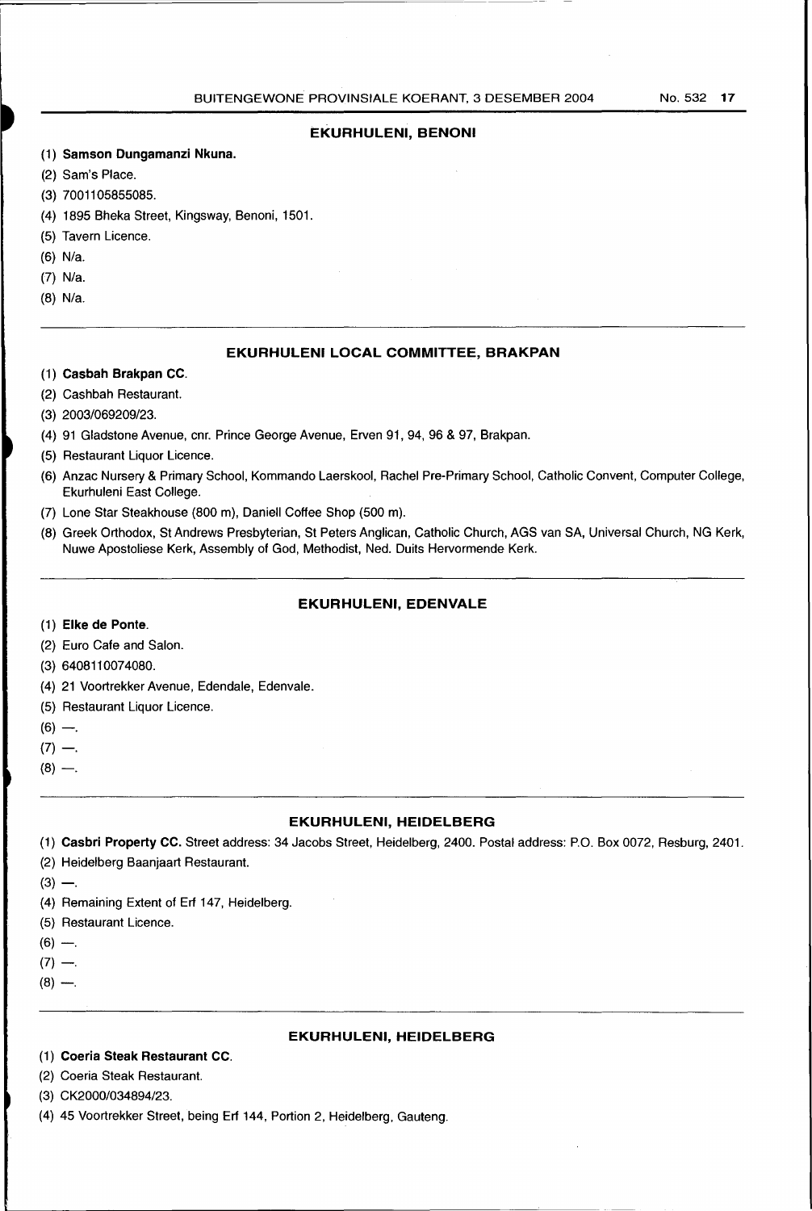## EKURHULENI, BENONI

(1) **Samson Dungamanzi Nkuna.**
(2) Sam's Place.
(3) 7001105855085.
(4) 1895 Bheka Street, Kingsway, Benoni, 1501.
(5) Tavern Licence.
(6) N/a.
(7) N/a.
(8) N/a.

## EKURHULENI LOCAL COMMITTEE, BRAKPAN

(1) **Casbah Brakpan CC**.
(2) Cashbah Restaurant.
(3) 2003/069209/23.
(4) 91 Gladstone Avenue, cnr. Prince George Avenue, Erven 91, 94, 96 & 97, Brakpan.
(5) Restaurant Liquor Licence.
(6) Anzac Nursery & Primary School, Kommando Laerskool, Rachel Pre-Primary School, Catholic Convent, Computer College, Ekurhuleni East College.
(7) Lone Star Steakhouse (800 m), Daniell Coffee Shop (500 m).
(8) Greek Orthodox, St Andrews Presbyterian, St Peters Anglican, Catholic Church, AGS van SA, Universal Church, NG Kerk, Nuwe Apostoliese Kerk, Assembly of God, Methodist, Ned. Duits Hervormende Kerk.

## EKURHULENI, EDENVALE

(1) **Elke de Ponte**.
(2) Euro Cafe and Salon.
(3) 6408110074080.
(4) 21 Voortrekker Avenue, Edendale, Edenvale.
(5) Restaurant Liquor Licence.
(6) —.
(7) —.
(8) —.

## EKURHULENI, HEIDELBERG

(1) **Casbri Property CC.** Street address: 34 Jacobs Street, Heidelberg, 2400. Postal address: P.O. Box 0072, Resburg, 2401.
(2) Heidelberg Baanjaart Restaurant.
(3) —.
(4) Remaining Extent of Erf 147, Heidelberg.
(5) Restaurant Licence.
(6) —.
(7) —.
(8) —.

## EKURHULENI, HEIDELBERG

(1) **Coeria Steak Restaurant CC**.
(2) Coeria Steak Restaurant.
(3) CK2000/034894/23.
(4) 45 Voortrekker Street, being Erf 144, Portion 2, Heidelberg, Gauteng.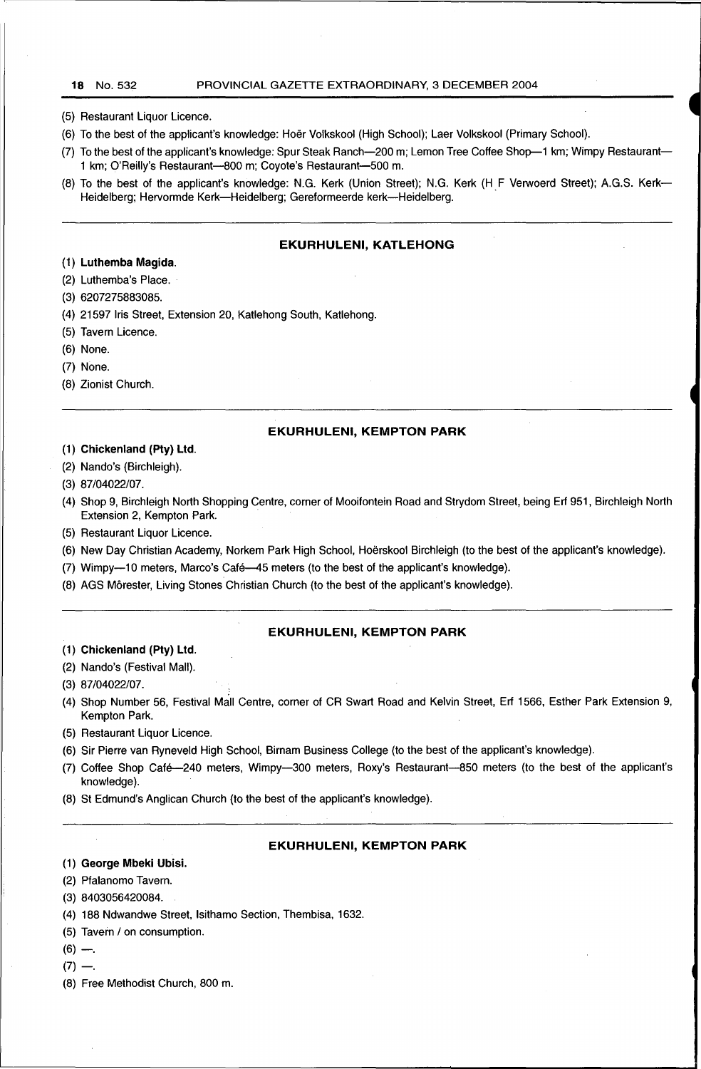(5) Restaurant Liquor Licence.

(6) To the best of the applicant's knowledge: Hoër Volkskool (High School); Laer Volkskool (Primary School).

(7) To the best of the applicant's knowledge: Spur Steak Ranch—200 m; Lemon Tree Coffee Shop—1 km; Wimpy Restaurant—1 km; O'Reilly's Restaurant—800 m; Coyote's Restaurant—500 m.

(8) To the best of the applicant's knowledge: N.G. Kerk (Union Street); N.G. Kerk (H F Verwoerd Street); A.G.S. Kerk—Heidelberg; Hervormde Kerk—Heidelberg; Gereformeerde kerk—Heidelberg.

---

### EKURHULENI, KATLEHONG

(1) **Luthemba Magida**.

(2) Luthemba's Place.

(3) 6207275883085.

(4) 21597 Iris Street, Extension 20, Katlehong South, Katlehong.

(5) Tavern Licence.

(6) None.

(7) None.

(8) Zionist Church.

---

### EKURHULENI, KEMPTON PARK

(1) **Chickenland (Pty) Ltd**.

(2) Nando's (Birchleigh).

(3) 87/04022/07.

(4) Shop 9, Birchleigh North Shopping Centre, corner of Mooifontein Road and Strydom Street, being Erf 951, Birchleigh North Extension 2, Kempton Park.

(5) Restaurant Liquor Licence.

(6) New Day Christian Academy, Norkem Park High School, Hoërskool Birchleigh (to the best of the applicant's knowledge).

(7) Wimpy—10 meters, Marco's Café—45 meters (to the best of the applicant's knowledge).

(8) AGS Môrester, Living Stones Christian Church (to the best of the applicant's knowledge).

---

### EKURHULENI, KEMPTON PARK

(1) **Chickenland (Pty) Ltd**.

(2) Nando's (Festival Mall).

(3) 87/04022/07.

(4) Shop Number 56, Festival Mall Centre, corner of CR Swart Road and Kelvin Street, Erf 1566, Esther Park Extension 9, Kempton Park.

(5) Restaurant Liquor Licence.

(6) Sir Pierre van Ryneveld High School, Birnam Business College (to the best of the applicant's knowledge).

(7) Coffee Shop Café—240 meters, Wimpy—300 meters, Roxy's Restaurant—850 meters (to the best of the applicant's knowledge).

(8) St Edmund's Anglican Church (to the best of the applicant's knowledge).

---

### EKURHULENI, KEMPTON PARK

(1) **George Mbeki Ubisi**.

(2) Pfalanomo Tavern.

(3) 8403056420084.

(4) 188 Ndwandwe Street, Isithamo Section, Thembisa, 1632.

(5) Tavern / on consumption.

(6) —.

(7) —.

(8) Free Methodist Church, 800 m.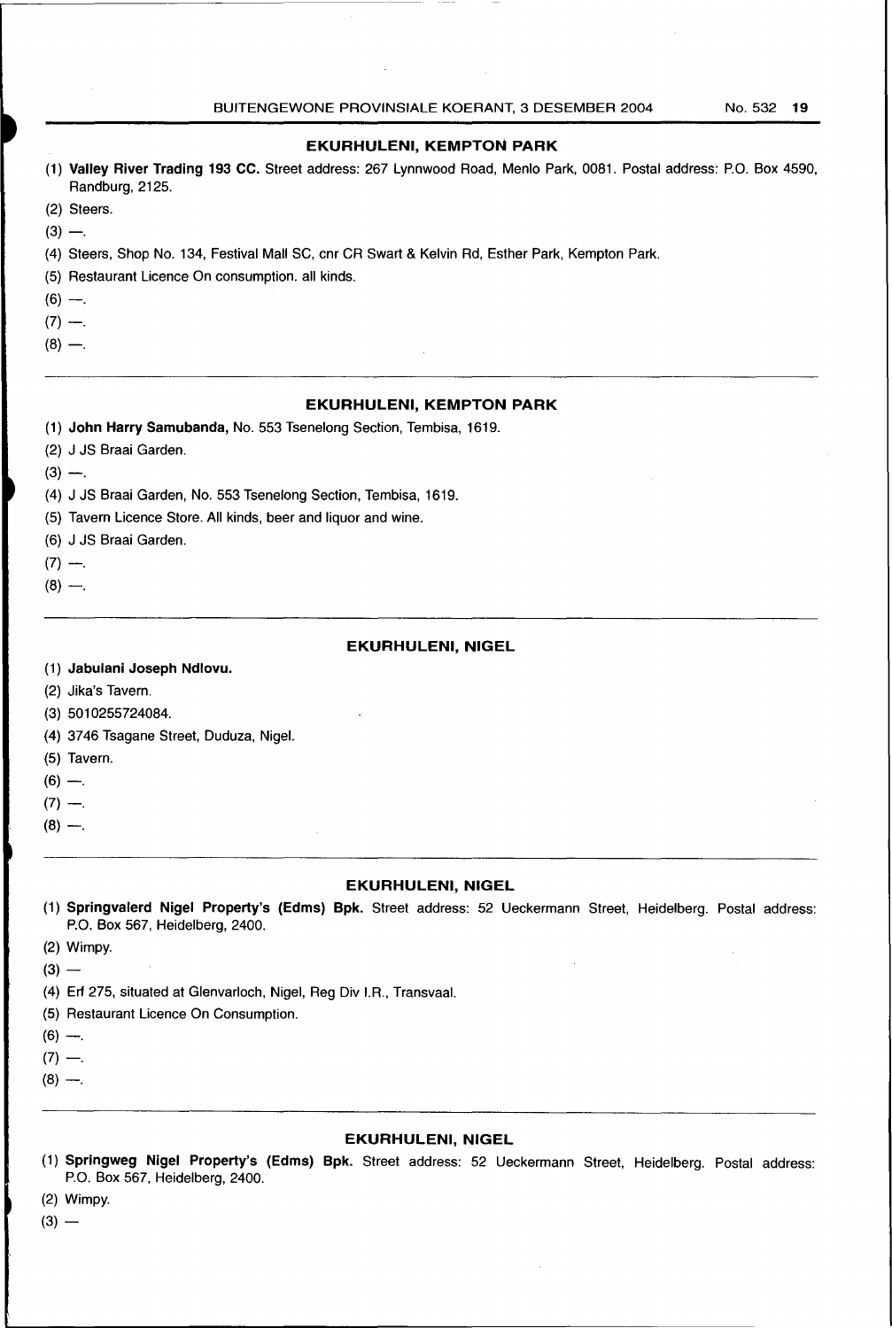## EKURHULENI, KEMPTON PARK

(1) **Valley River Trading 193 CC.** Street address: 267 Lynnwood Road, Menlo Park, 0081. Postal address: P.O. Box 4590, Randburg, 2125.

(2) Steers.

(3) —.

(4) Steers, Shop No. 134, Festival Mall SC, cnr CR Swart & Kelvin Rd, Esther Park, Kempton Park.

(5) Restaurant Licence On consumption. all kinds.

(6) —.

(7) —.

(8) —.

---

## EKURHULENI, KEMPTON PARK

(1) **John Harry Samubanda,** No. 553 Tsenelong Section, Tembisa, 1619.

(2) J JS Braai Garden.

(3) —.

(4) J JS Braai Garden, No. 553 Tsenelong Section, Tembisa, 1619.

(5) Tavern Licence Store. All kinds, beer and liquor and wine.

(6) J JS Braai Garden.

(7) —.

(8) —.

---

## EKURHULENI, NIGEL

(1) **Jabulani Joseph Ndlovu.**

(2) Jika's Tavern.

(3) 5010255724084.

(4) 3746 Tsagane Street, Duduza, Nigel.

(5) Tavern.

(6) —.

(7) —.

(8) —.

---

## EKURHULENI, NIGEL

(1) **Springvalerd Nigel Property's (Edms) Bpk.** Street address: 52 Ueckermann Street, Heidelberg. Postal address: P.O. Box 567, Heidelberg, 2400.

(2) Wimpy.

(3) —

(4) Erf 275, situated at Glenvarloch, Nigel, Reg Div I.R., Transvaal.

(5) Restaurant Licence On Consumption.

(6) —.

(7) —.

(8) —.

---

## EKURHULENI, NIGEL

(1) **Springweg Nigel Property's (Edms) Bpk.** Street address: 52 Ueckermann Street, Heidelberg. Postal address: P.O. Box 567, Heidelberg, 2400.

(2) Wimpy.

(3) —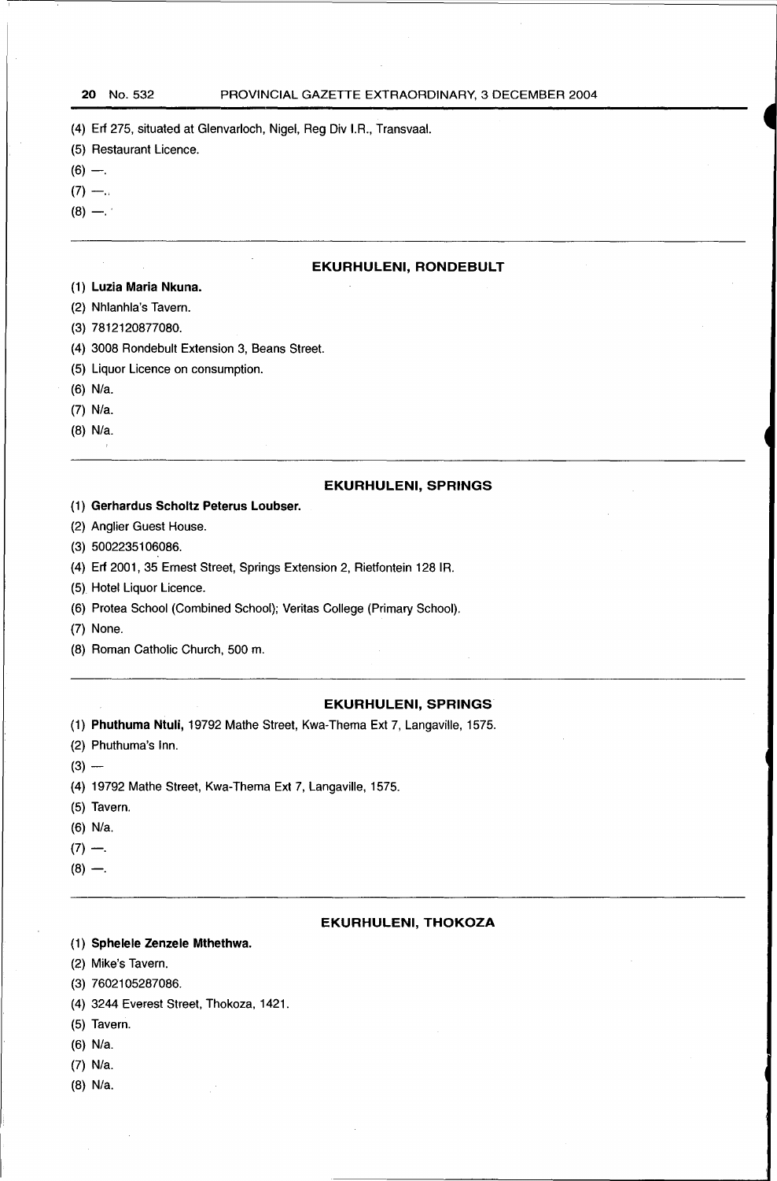(4) Erf 275, situated at Glenvarloch, Nigel, Reg Div I.R., Transvaal.

(5) Restaurant Licence.

(6) —.

(7) —.

(8) —.

---

### EKURHULENI, RONDEBULT

(1) **Luzia Maria Nkuna.**

(2) Nhlanhla's Tavern.

(3) 7812120877080.

(4) 3008 Rondebult Extension 3, Beans Street.

(5) Liquor Licence on consumption.

(6) N/a.

(7) N/a.

(8) N/a.

---

### EKURHULENI, SPRINGS

(1) **Gerhardus Scholtz Peterus Loubser.**

(2) Anglier Guest House.

(3) 5002235106086.

(4) Erf 2001, 35 Ernest Street, Springs Extension 2, Rietfontein 128 IR.

(5) Hotel Liquor Licence.

(6) Protea School (Combined School); Veritas College (Primary School).

(7) None.

(8) Roman Catholic Church, 500 m.

---

### EKURHULENI, SPRINGS

(1) **Phuthuma Ntuli,** 19792 Mathe Street, Kwa-Thema Ext 7, Langaville, 1575.

(2) Phuthuma's Inn.

(3) —

(4) 19792 Mathe Street, Kwa-Thema Ext 7, Langaville, 1575.

(5) Tavern.

(6) N/a.

(7) —.

(8) —.

---

### EKURHULENI, THOKOZA

(1) **Sphelele Zenzele Mthethwa.**

(2) Mike's Tavern.

(3) 7602105287086.

(4) 3244 Everest Street, Thokoza, 1421.

(5) Tavern.

(6) N/a.

(7) N/a.

(8) N/a.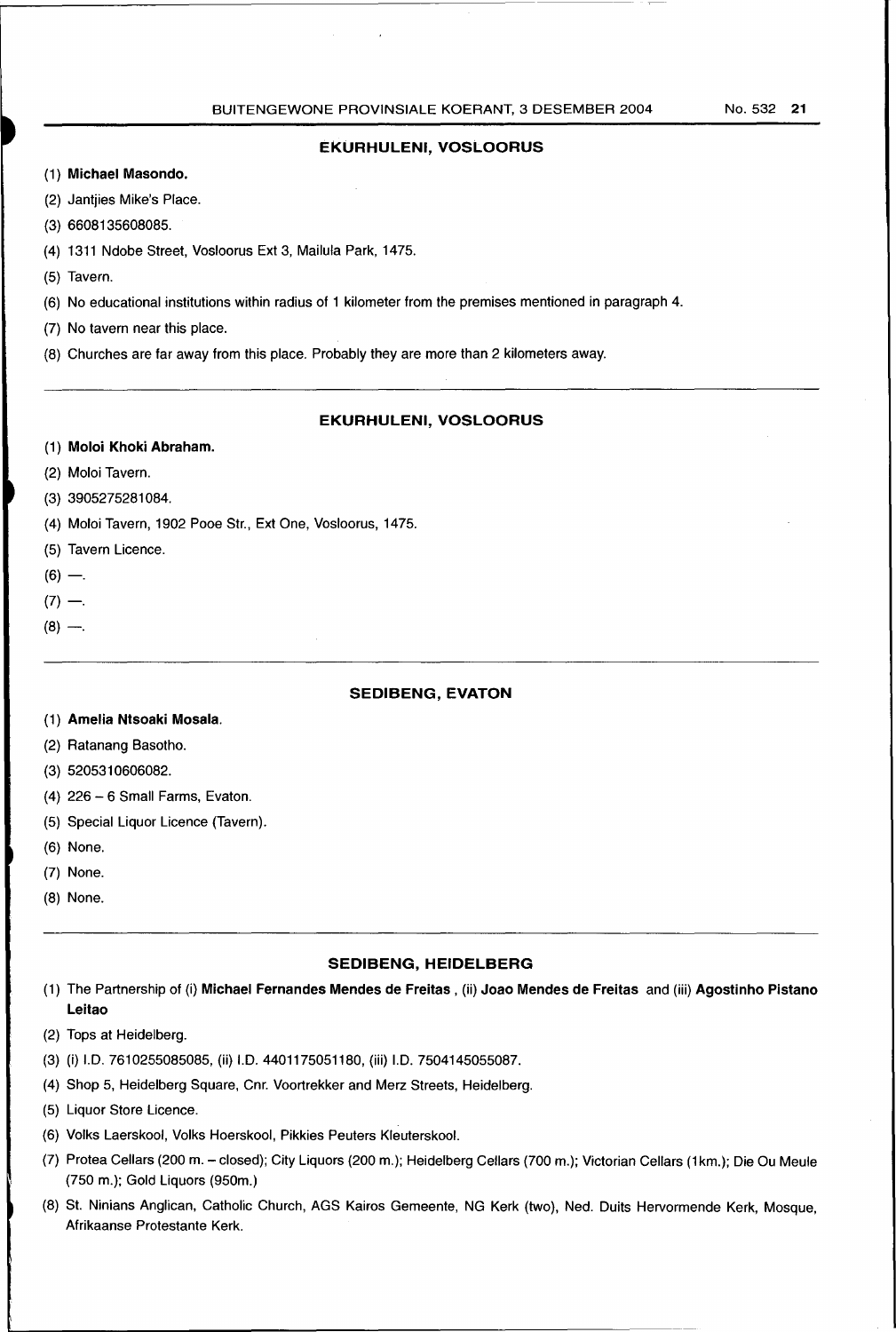## EKURHULENI, VOSLOORUS

(1) **Michael Masondo.**

(2) Jantjies Mike's Place.

(3) 6608135608085.

(4) 1311 Ndobe Street, Vosloorus Ext 3, Mailula Park, 1475.

(5) Tavern.

(6) No educational institutions within radius of 1 kilometer from the premises mentioned in paragraph 4.

(7) No tavern near this place.

(8) Churches are far away from this place. Probably they are more than 2 kilometers away.

---

## EKURHULENI, VOSLOORUS

(1) **Moloi Khoki Abraham.**

(2) Moloi Tavern.

(3) 3905275281084.

(4) Moloi Tavern, 1902 Pooe Str., Ext One, Vosloorus, 1475.

(5) Tavern Licence.

(6) —.

(7) —.

(8) —.

---

## SEDIBENG, EVATON

(1) **Amelia Ntsoaki Mosala.**

(2) Ratanang Basotho.

(3) 5205310606082.

(4) 226 – 6 Small Farms, Evaton.

(5) Special Liquor Licence (Tavern).

(6) None.

(7) None.

(8) None.

---

## SEDIBENG, HEIDELBERG

(1) The Partnership of (i) **Michael Fernandes Mendes de Freitas**, (ii) **Joao Mendes de Freitas** and (iii) **Agostinho Pistano Leitao**

(2) Tops at Heidelberg.

(3) (i) I.D. 7610255085085, (ii) I.D. 4401175051180, (iii) I.D. 7504145055087.

(4) Shop 5, Heidelberg Square, Cnr. Voortrekker and Merz Streets, Heidelberg.

(5) Liquor Store Licence.

(6) Volks Laerskool, Volks Hoerskool, Pikkies Peuters Kleuterskool.

(7) Protea Cellars (200 m. – closed); City Liquors (200 m.); Heidelberg Cellars (700 m.); Victorian Cellars (1km.); Die Ou Meule (750 m.); Gold Liquors (950m.)

(8) St. Ninians Anglican, Catholic Church, AGS Kairos Gemeente, NG Kerk (two), Ned. Duits Hervormende Kerk, Mosque, Afrikaanse Protestante Kerk.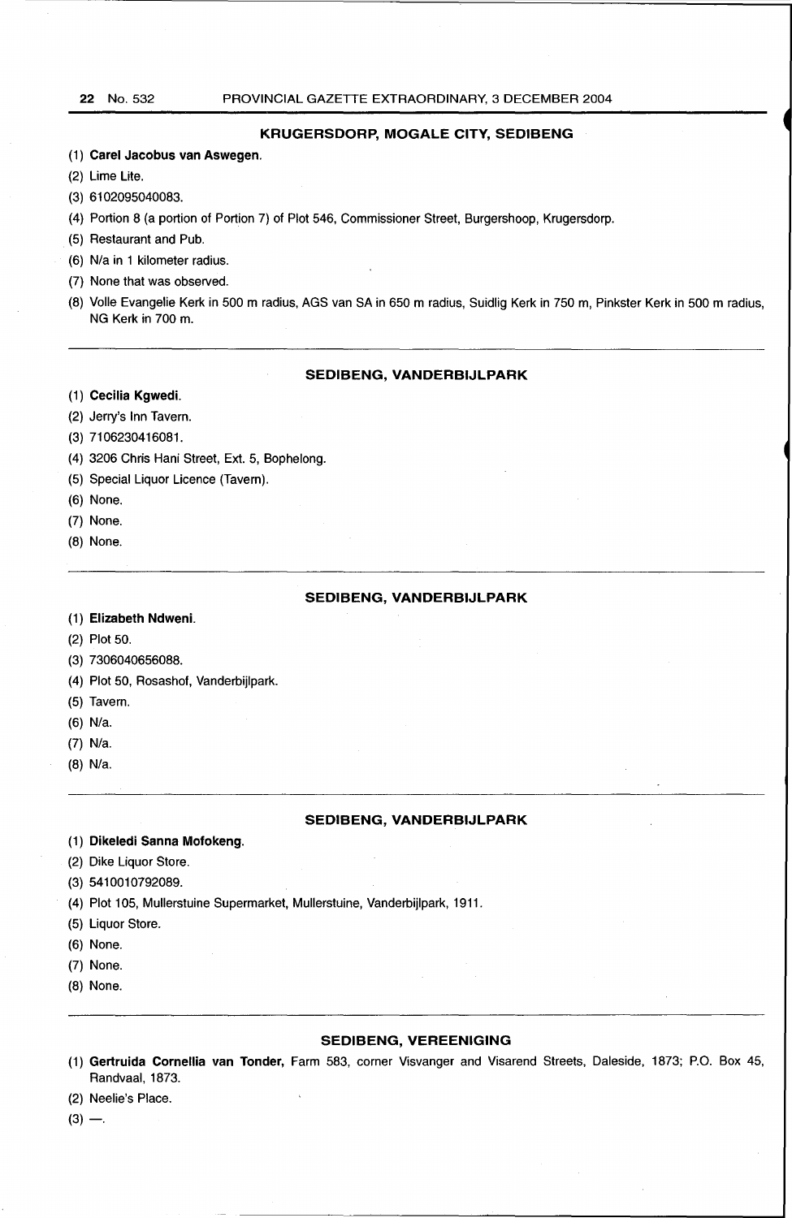### KRUGERSDORP, MOGALE CITY, SEDIBENG

(1) **Carel Jacobus van Aswegen**.

(2) Lime Lite.

(3) 6102095040083.

(4) Portion 8 (a portion of Portion 7) of Plot 546, Commissioner Street, Burgershoop, Krugersdorp.

(5) Restaurant and Pub.

(6) N/a in 1 kilometer radius.

(7) None that was observed.

(8) Volle Evangelie Kerk in 500 m radius, AGS van SA in 650 m radius, Suidlig Kerk in 750 m, Pinkster Kerk in 500 m radius, NG Kerk in 700 m.

---

### SEDIBENG, VANDERBIJLPARK

(1) **Cecilia Kgwedi**.

(2) Jerry's Inn Tavern.

(3) 7106230416081.

(4) 3206 Chris Hani Street, Ext. 5, Bophelong.

(5) Special Liquor Licence (Tavern).

(6) None.

(7) None.

(8) None.

---

### SEDIBENG, VANDERBIJLPARK

(1) **Elizabeth Ndweni**.

(2) Plot 50.

(3) 7306040656088.

(4) Plot 50, Rosashof, Vanderbijlpark.

(5) Tavern.

(6) N/a.

(7) N/a.

(8) N/a.

---

### SEDIBENG, VANDERBIJLPARK

(1) **Dikeledi Sanna Mofokeng**.

(2) Dike Liquor Store.

(3) 5410010792089.

(4) Plot 105, Mullerstuine Supermarket, Mullerstuine, Vanderbijlpark, 1911.

(5) Liquor Store.

(6) None.

(7) None.

(8) None.

---

### SEDIBENG, VEREENIGING

(1) **Gertruida Cornellia van Tonder,** Farm 583, corner Visvanger and Visarend Streets, Daleside, 1873; P.O. Box 45, Randvaal, 1873.

(2) Neelie's Place.

(3) —.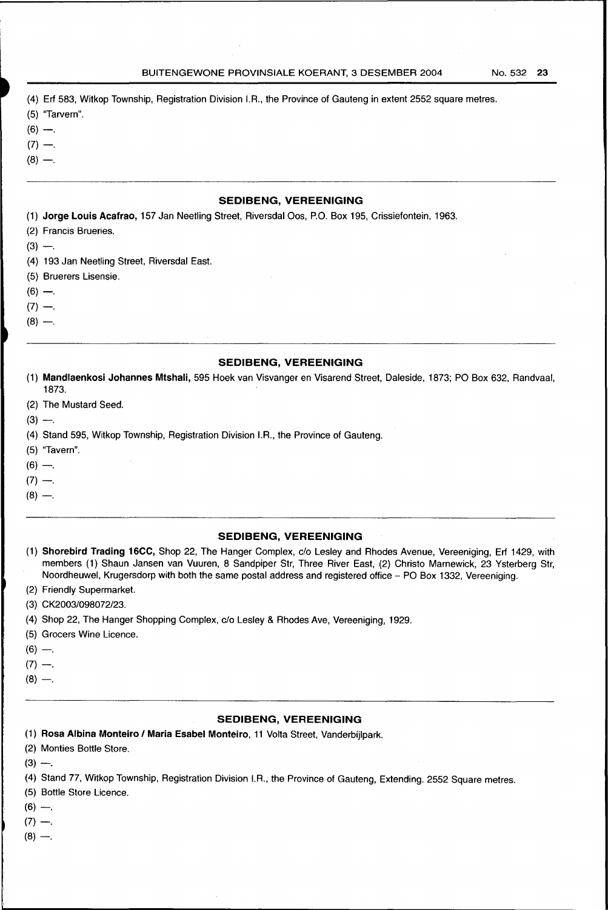(4) Erf 583, Witkop Township, Registration Division I.R., the Province of Gauteng in extent 2552 square metres.

(5) "Tarvern".

(6) —.

(7) —.

(8) —.

---

### SEDIBENG, VEREENIGING

(1) **Jorge Louis Acafrao,** 157 Jan Neetling Street, Riversdal Oos, P.O. Box 195, Crissiefontein, 1963.

(2) Francis Brueries.

(3) —.

(4) 193 Jan Neetling Street, Riversdal East.

(5) Bruerers Lisensie.

(6) —.

(7) —.

(8) —.

---

### SEDIBENG, VEREENIGING

(1) **Mandlaenkosi Johannes Mtshali,** 595 Hoek van Visvanger en Visarend Street, Daleside, 1873; PO Box 632, Randvaal, 1873.

(2) The Mustard Seed.

(3) —.

(4) Stand 595, Witkop Township, Registration Division I.R., the Province of Gauteng.

(5) "Tavern".

(6) —.

(7) —.

(8) —.

---

### SEDIBENG, VEREENIGING

(1) **Shorebird Trading 16CC,** Shop 22, The Hanger Complex, c/o Lesley and Rhodes Avenue, Vereeniging, Erf 1429, with members (1) Shaun Jansen van Vuuren, 8 Sandpiper Str, Three River East, (2) Christo Marnewick, 23 Ysterberg Str, Noordheuwel, Krugersdorp with both the same postal address and registered office – PO Box 1332, Vereeniging.

(2) Friendly Supermarket.

(3) CK2003/098072/23.

(4) Shop 22, The Hanger Shopping Complex, c/o Lesley & Rhodes Ave, Vereeniging, 1929.

(5) Grocers Wine Licence.

(6) —.

(7) —.

(8) —.

---

### SEDIBENG, VEREENIGING

(1) **Rosa Albina Monteiro / Maria Esabel Monteiro,** 11 Volta Street, Vanderbijlpark.

(2) Monties Bottle Store.

(3) —.

(4) Stand 77, Witkop Township, Registration Division I.R., the Province of Gauteng, Extending. 2552 Square metres.

(5) Bottle Store Licence.

(6) —.

(7) —.

(8) —.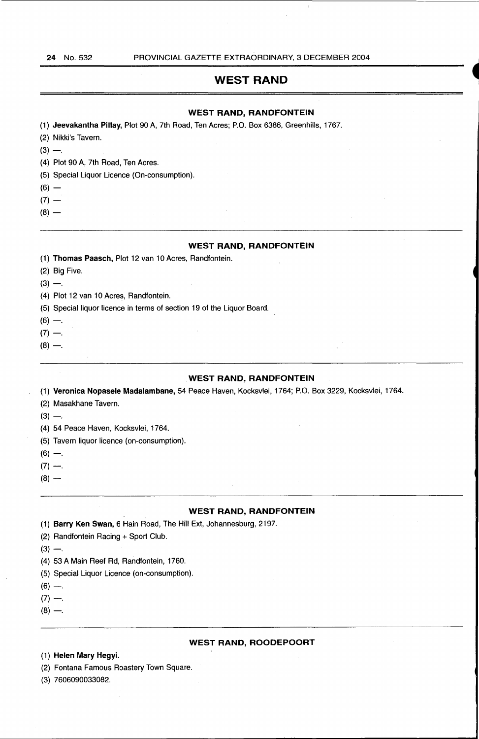## WEST RAND

### WEST RAND, RANDFONTEIN

(1) **Jeevakantha Pillay,** Plot 90 A, 7th Road, Ten Acres; P.O. Box 6386, Greenhills, 1767.

(2) Nikki's Tavern.

(3) —.

(4) Plot 90 A, 7th Road, Ten Acres.

(5) Special Liquor Licence (On-consumption).

(6) —

(7) —

(8) —

### WEST RAND, RANDFONTEIN

(1) **Thomas Paasch,** Plot 12 van 10 Acres, Randfontein.

(2) Big Five.

(3) —.

(4) Plot 12 van 10 Acres, Randfontein.

(5) Special liquor licence in terms of section 19 of the Liquor Board.

(6) —.

(7) —.

(8) —.

### WEST RAND, RANDFONTEIN

(1) **Veronica Nopasele Madalambane,** 54 Peace Haven, Kocksvlei, 1764; P.O. Box 3229, Kocksvlei, 1764.

(2) Masakhane Tavern.

(3) —.

(4) 54 Peace Haven, Kocksvlei, 1764.

(5) Tavern liquor licence (on-consumption).

(6) —.

(7) —.

(8) —

### WEST RAND, RANDFONTEIN

(1) **Barry Ken Swan,** 6 Hain Road, The Hill Ext, Johannesburg, 2197.

(2) Randfontein Racing + Sport Club.

(3) —.

(4) 53 A Main Reef Rd, Randfontein, 1760.

(5) Special Liquor Licence (on-consumption).

(6) —.

(7) —.

(8) —.

### WEST RAND, ROODEPOORT

(1) **Helen Mary Hegyi.**

(2) Fontana Famous Roastery Town Square.

(3) 7606090033082.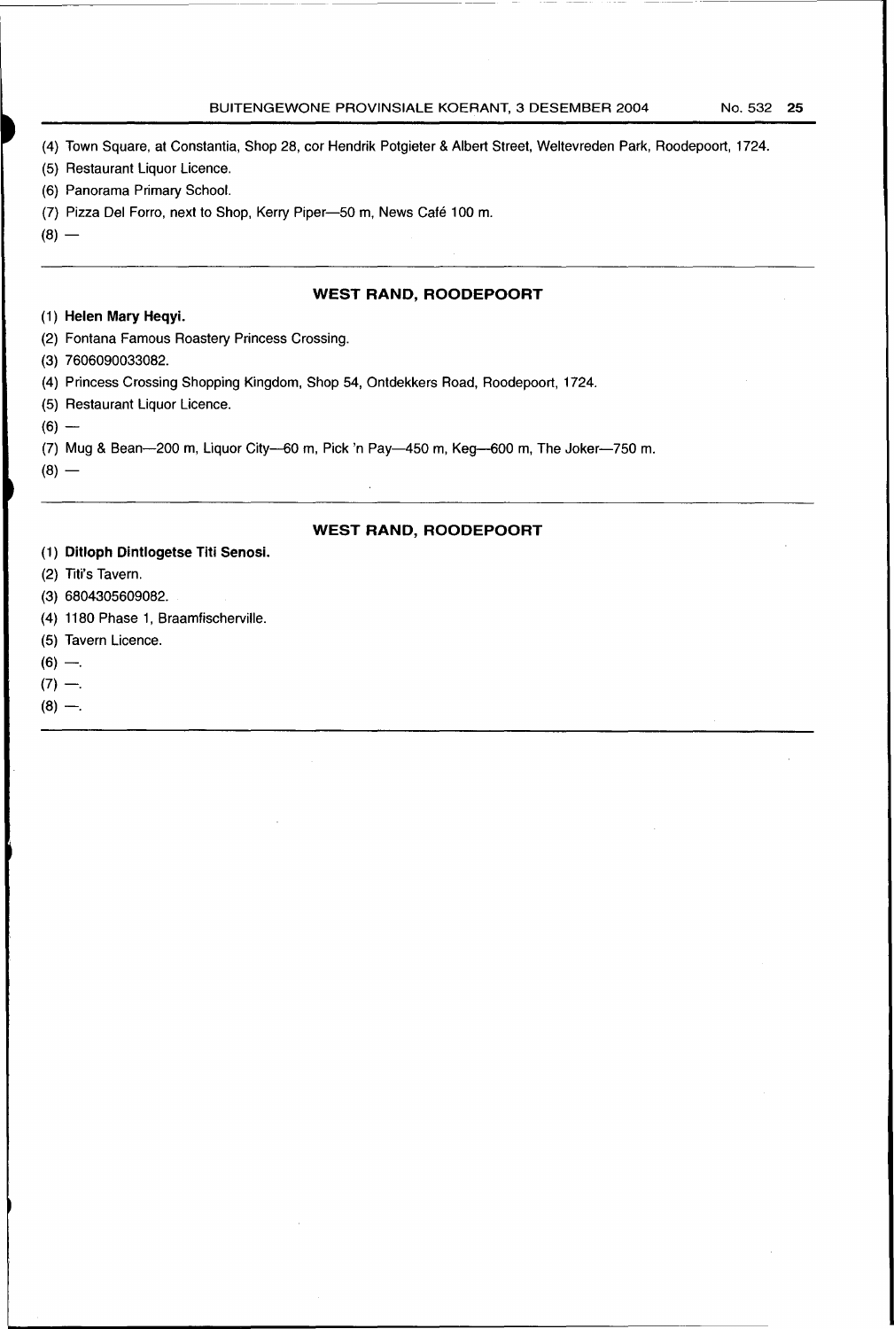(4) Town Square, at Constantia, Shop 28, cor Hendrik Potgieter & Albert Street, Weltevreden Park, Roodepoort, 1724.

(5) Restaurant Liquor Licence.

(6) Panorama Primary School.

(7) Pizza Del Forro, next to Shop, Kerry Piper—50 m, News Café 100 m.

(8) —

---

### WEST RAND, ROODEPOORT

(1) **Helen Mary Heqyi.**

(2) Fontana Famous Roastery Princess Crossing.

(3) 7606090033082.

(4) Princess Crossing Shopping Kingdom, Shop 54, Ontdekkers Road, Roodepoort, 1724.

(5) Restaurant Liquor Licence.

(6) —

(7) Mug & Bean—200 m, Liquor City—60 m, Pick 'n Pay—450 m, Keg—600 m, The Joker—750 m.

(8) —

---

### WEST RAND, ROODEPOORT

(1) **Ditloph Dintlogetse Titi Senosi.**

(2) Titi's Tavern.

(3) 6804305609082.

(4) 1180 Phase 1, Braamfischerville.

(5) Tavern Licence.

(6) —.

(7) —.

(8) —.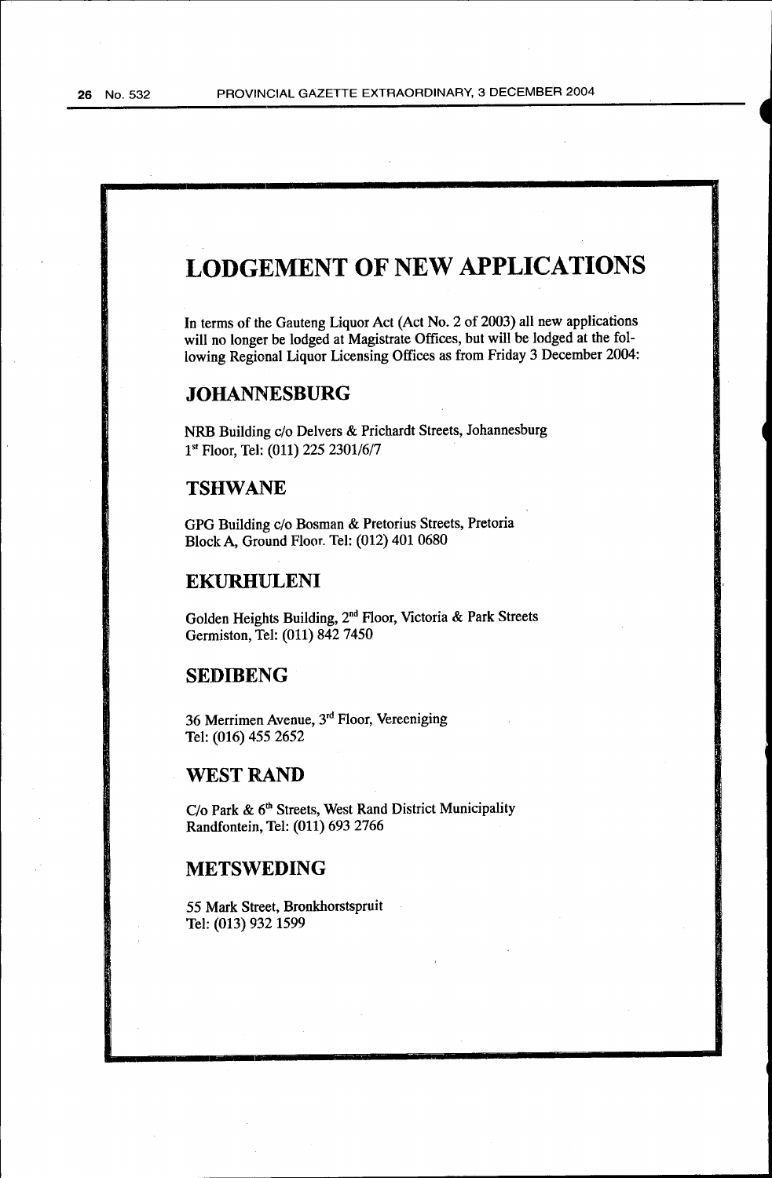# LODGEMENT OF NEW APPLICATIONS

In terms of the Gauteng Liquor Act (Act No. 2 of 2003) all new applications will no longer be lodged at Magistrate Offices, but will be lodged at the following Regional Liquor Licensing Offices as from Friday 3 December 2004:

## JOHANNESBURG

NRB Building c/o Delvers & Prichardt Streets, Johannesburg
1st Floor, Tel: (011) 225 2301/6/7

## TSHWANE

GPG Building c/o Bosman & Pretorius Streets, Pretoria
Block A, Ground Floor. Tel: (012) 401 0680

## EKURHULENI

Golden Heights Building, 2nd Floor, Victoria & Park Streets
Germiston, Tel: (011) 842 7450

## SEDIBENG

36 Merrimen Avenue, 3rd Floor, Vereeniging
Tel: (016) 455 2652

## WEST RAND

C/o Park & 6th Streets, West Rand District Municipality
Randfontein, Tel: (011) 693 2766

## METSWEDING

55 Mark Street, Bronkhorstspruit
Tel: (013) 932 1599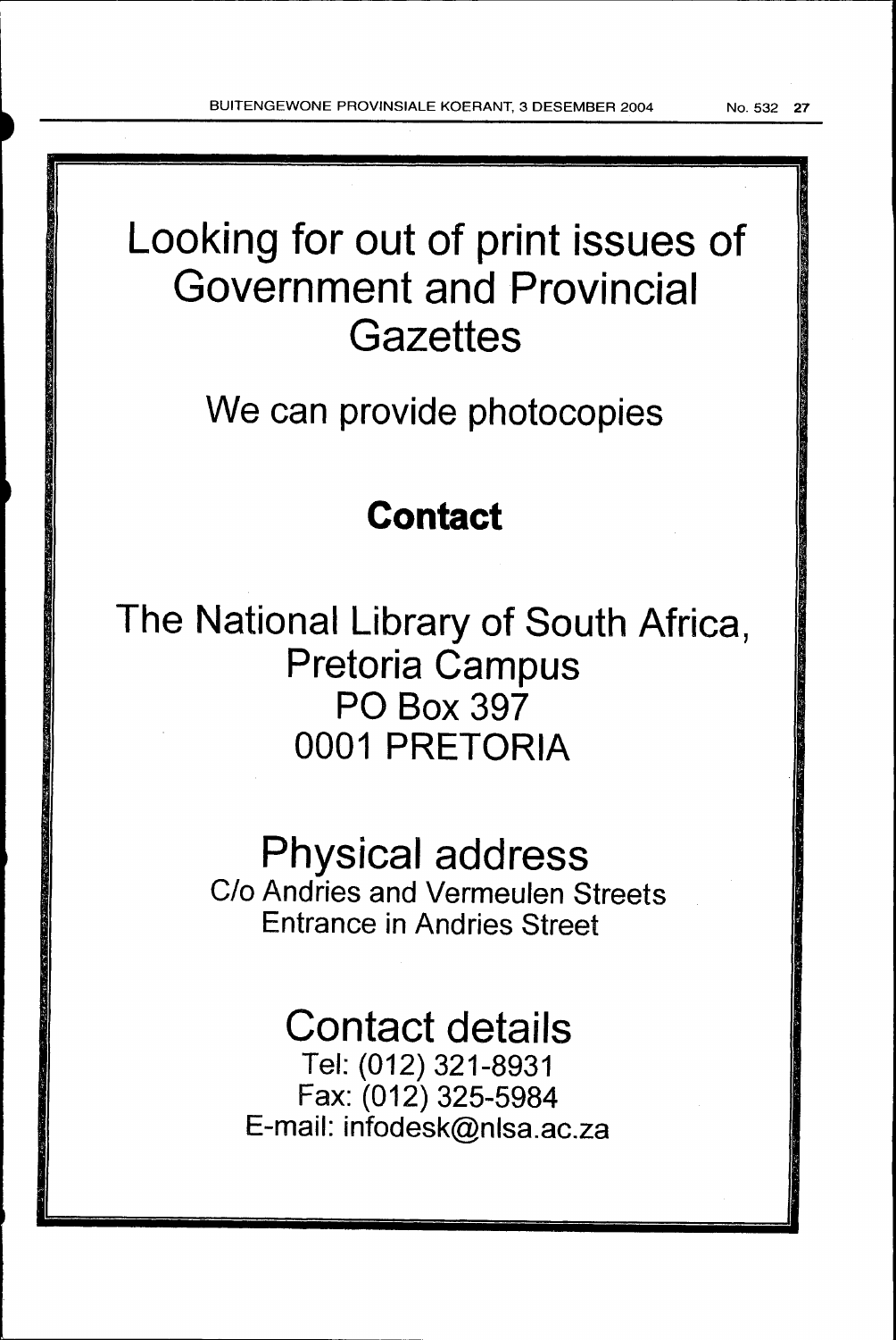# Looking for out of print issues of Government and Provincial Gazettes

We can provide photocopies

**Contact**

## The National Library of South Africa, Pretoria Campus

PO Box 397
0001 PRETORIA

## Physical address

C/o Andries and Vermeulen Streets
Entrance in Andries Street

## Contact details

Tel: (012) 321-8931
Fax: (012) 325-5984
E-mail: infodesk@nlsa.ac.za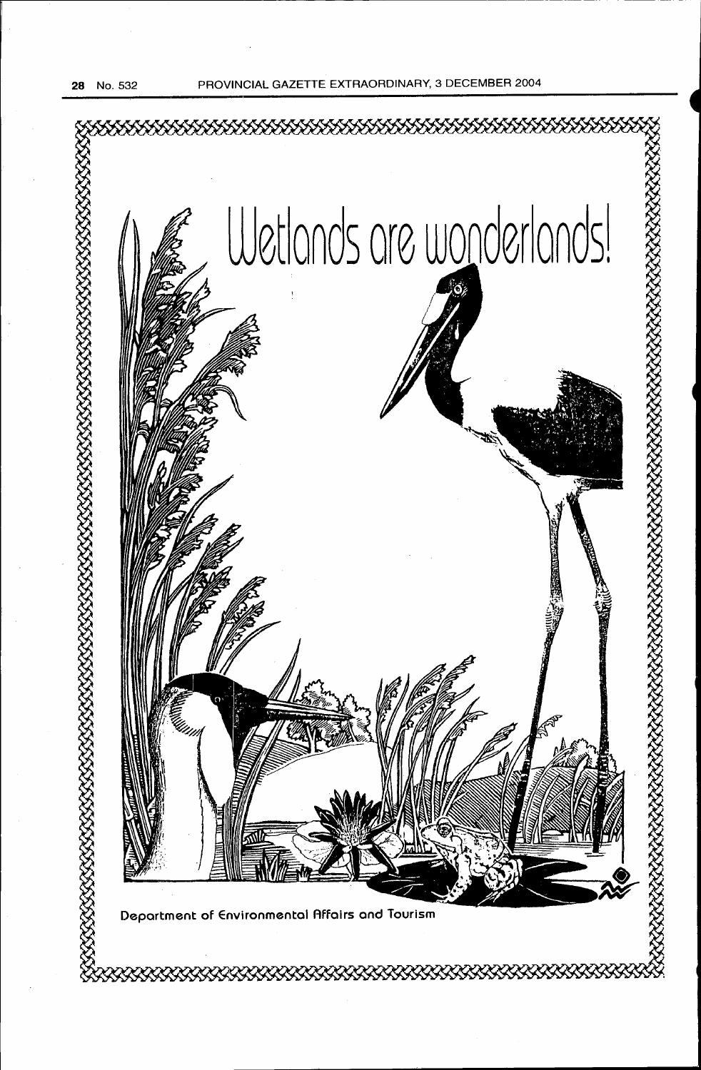# Wetlands are wonderlands!

Department of Environmental Affairs and Tourism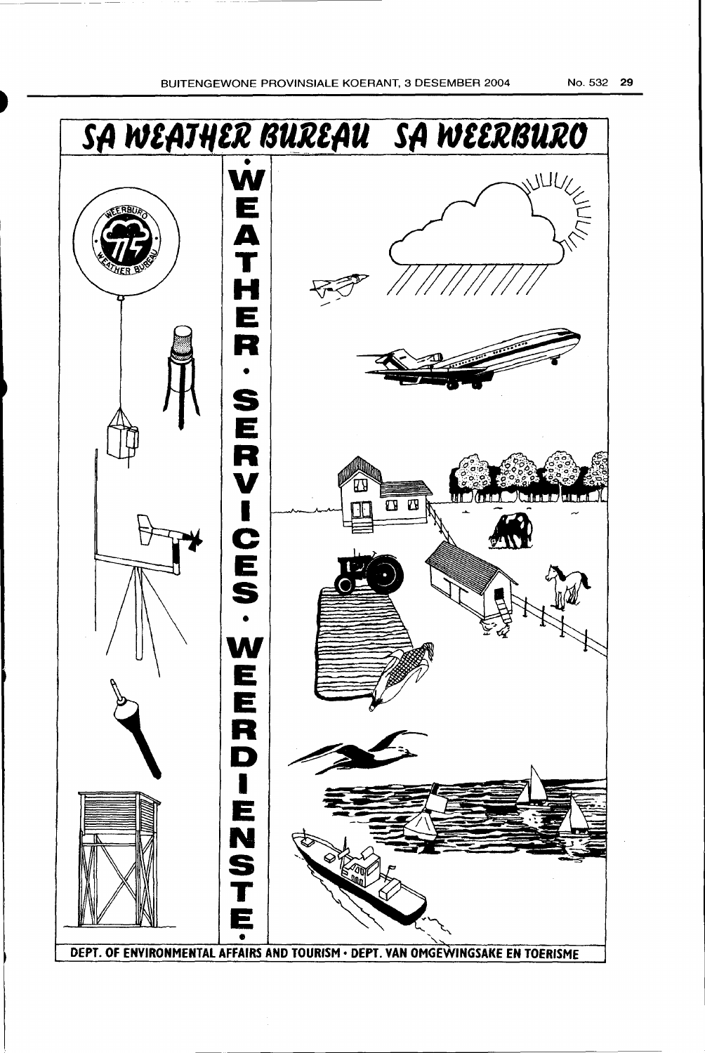# SA WEATHER BUREAU SA WEERBURO

**WEATHER • SERVICES • WEERDIENSTE**

DEPT. OF ENVIRONMENTAL AFFAIRS AND TOURISM • DEPT. VAN OMGEWINGSAKE EN TOERISME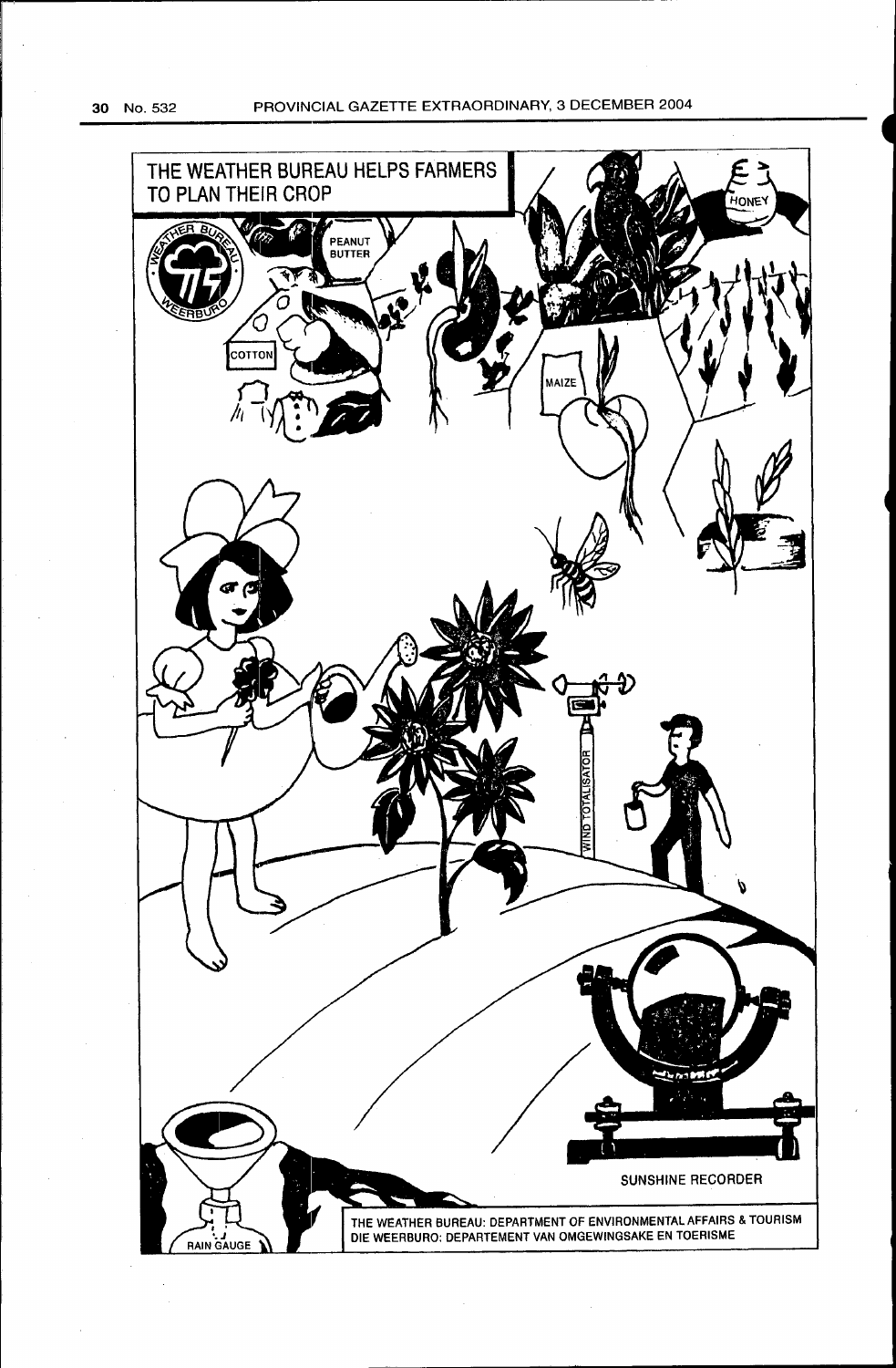# THE WEATHER BUREAU HELPS FARMERS TO PLAN THEIR CROP

WEATHER BUREAU · WEERBURO

PEANUT BUTTER

HONEY

COTTON

MAIZE

WIND TOTALISATOR

SUNSHINE RECORDER

RAIN GAUGE

THE WEATHER BUREAU: DEPARTMENT OF ENVIRONMENTAL AFFAIRS & TOURISM
DIE WEERBURO: DEPARTEMENT VAN OMGEWINGSAKE EN TOERISME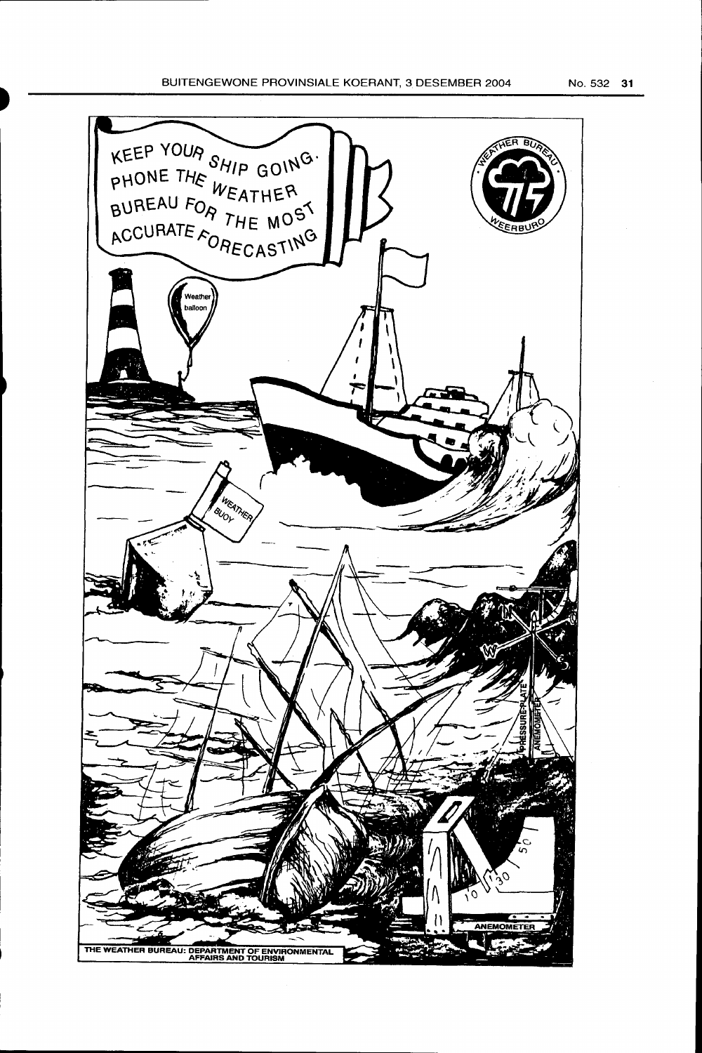KEEP YOUR SHIP GOING. PHONE THE WEATHER BUREAU FOR THE MOST ACCURATE FORECASTING

WEATHER BUREAU · WEERBURO

Weather balloon

WEATHER BUOY

PRESSURE-PLATE ANEMOMETER

ANEMOMETER

THE WEATHER BUREAU: DEPARTMENT OF ENVIRONMENTAL AFFAIRS AND TOURISM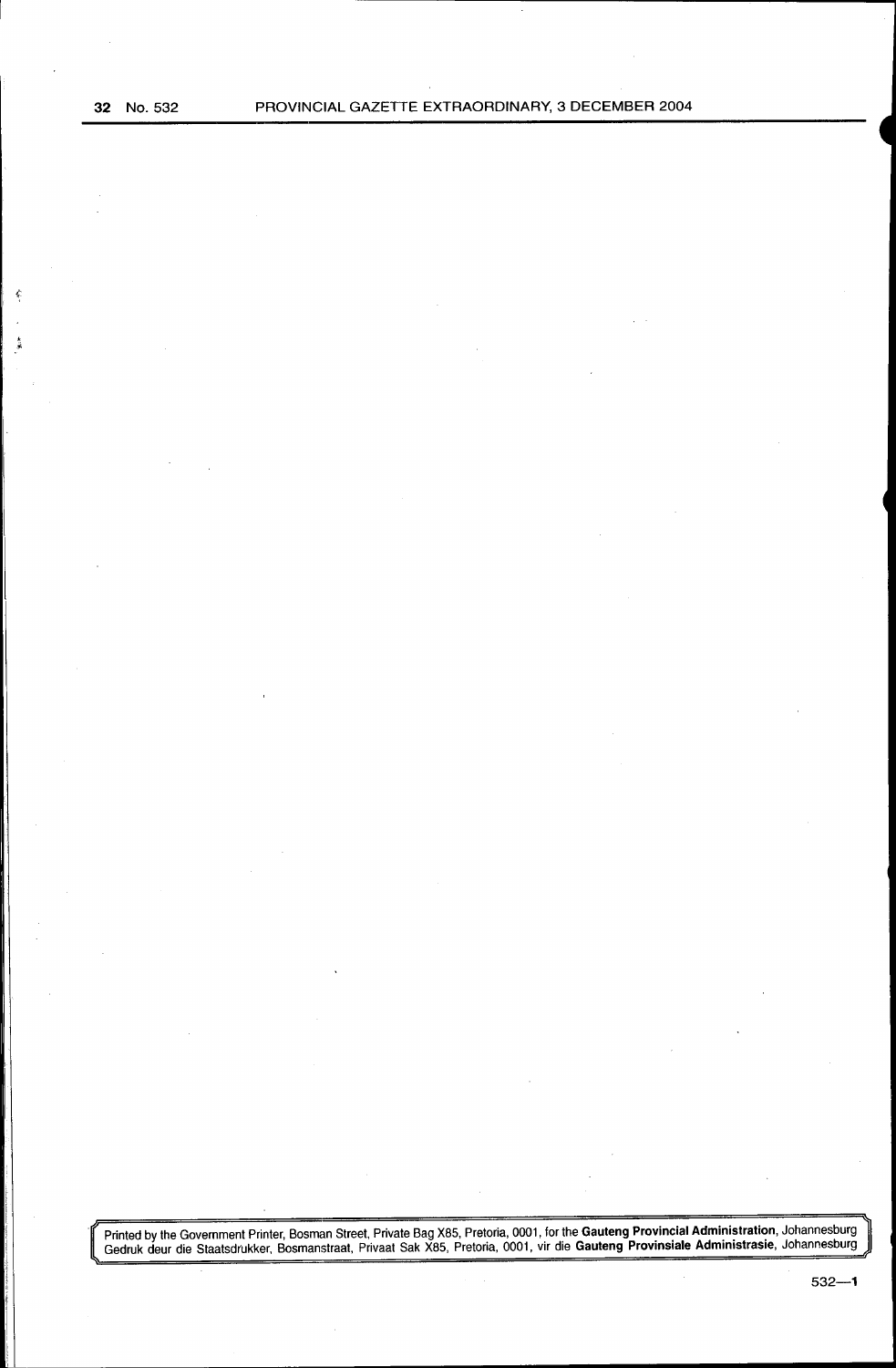Printed by the Government Printer, Bosman Street, Private Bag X85, Pretoria, 0001, for the **Gauteng Provincial Administration**, Johannesburg
Gedruk deur die Staatsdrukker, Bosmanstraat, Privaat Sak X85, Pretoria, 0001, vir die **Gauteng Provinsiale Administrasie**, Johannesburg

532—**1**